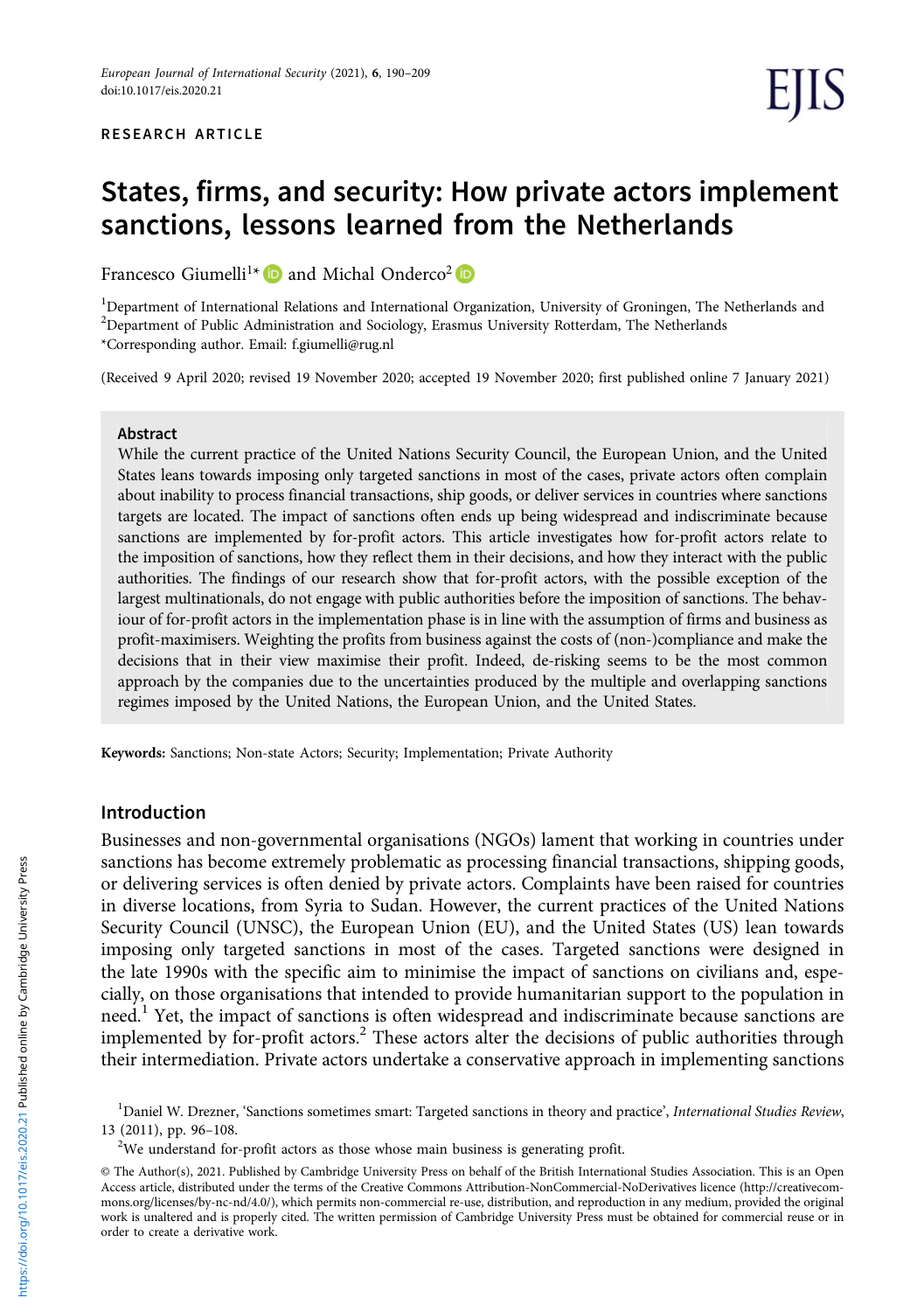RESEARCH ARTICLE

# States, firms, and security: How private actors implement sanctions, lessons learned from the Netherlands

Francesco Giumelli[1]* and Michal Onderco[2]

[1]Department of International Relations and International Organization, University of Groningen, The Netherlands and [2]Department of Public Administration and Sociology, Erasmus University Rotterdam, The Netherlands
*Corresponding author. Email: f.giumelli@rug.nl

(Received 9 April 2020; revised 19 November 2020; accepted 19 November 2020; first published online 7 January 2021)

## Abstract

While the current practice of the United Nations Security Council, the European Union, and the United States leans towards imposing only targeted sanctions in most of the cases, private actors often complain about inability to process financial transactions, ship goods, or deliver services in countries where sanctions targets are located. The impact of sanctions often ends up being widespread and indiscriminate because sanctions are implemented by for-profit actors. This article investigates how for-profit actors relate to the imposition of sanctions, how they reflect them in their decisions, and how they interact with the public authorities. The findings of our research show that for-profit actors, with the possible exception of the largest multinationals, do not engage with public authorities before the imposition of sanctions. The behaviour of for-profit actors in the implementation phase is in line with the assumption of firms and business as profit-maximisers. Weighting the profits from business against the costs of (non-)compliance and make the decisions that in their view maximise their profit. Indeed, de-risking seems to be the most common approach by the companies due to the uncertainties produced by the multiple and overlapping sanctions regimes imposed by the United Nations, the European Union, and the United States.

**Keywords:** Sanctions; Non-state Actors; Security; Implementation; Private Authority

## Introduction

Businesses and non-governmental organisations (NGOs) lament that working in countries under sanctions has become extremely problematic as processing financial transactions, shipping goods, or delivering services is often denied by private actors. Complaints have been raised for countries in diverse locations, from Syria to Sudan. However, the current practices of the United Nations Security Council (UNSC), the European Union (EU), and the United States (US) lean towards imposing only targeted sanctions in most of the cases. Targeted sanctions were designed in the late 1990s with the specific aim to minimise the impact of sanctions on civilians and, especially, on those organisations that intended to provide humanitarian support to the population in need.[1] Yet, the impact of sanctions is often widespread and indiscriminate because sanctions are implemented by for-profit actors.[2] These actors alter the decisions of public authorities through their intermediation. Private actors undertake a conservative approach in implementing sanctions

[1]Daniel W. Drezner, 'Sanctions sometimes smart: Targeted sanctions in theory and practice', *International Studies Review*, 13 (2011), pp. 96–108.

[2]We understand for-profit actors as those whose main business is generating profit.

© The Author(s), 2021. Published by Cambridge University Press on behalf of the British International Studies Association. This is an Open Access article, distributed under the terms of the Creative Commons Attribution-NonCommercial-NoDerivatives licence (http://creativecommons.org/licenses/by-nc-nd/4.0/), which permits non-commercial re-use, distribution, and reproduction in any medium, provided the original work is unaltered and is properly cited. The written permission of Cambridge University Press must be obtained for commercial reuse or in order to create a derivative work.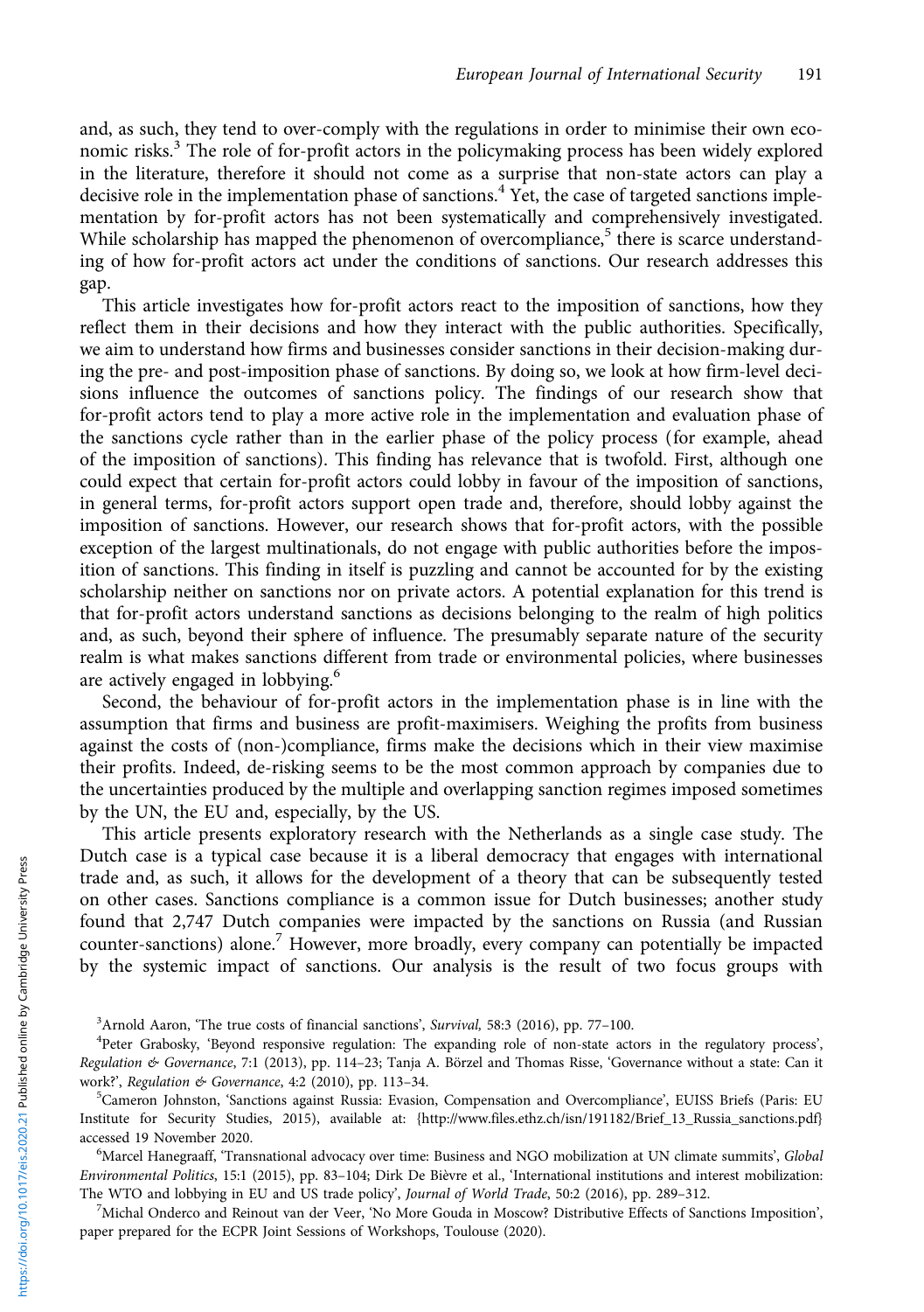and, as such, they tend to over-comply with the regulations in order to minimise their own economic risks.[3] The role of for-profit actors in the policymaking process has been widely explored in the literature, therefore it should not come as a surprise that non-state actors can play a decisive role in the implementation phase of sanctions.[4] Yet, the case of targeted sanctions implementation by for-profit actors has not been systematically and comprehensively investigated. While scholarship has mapped the phenomenon of overcompliance,[5] there is scarce understanding of how for-profit actors act under the conditions of sanctions. Our research addresses this gap.

This article investigates how for-profit actors react to the imposition of sanctions, how they reflect them in their decisions and how they interact with the public authorities. Specifically, we aim to understand how firms and businesses consider sanctions in their decision-making during the pre- and post-imposition phase of sanctions. By doing so, we look at how firm-level decisions influence the outcomes of sanctions policy. The findings of our research show that for-profit actors tend to play a more active role in the implementation and evaluation phase of the sanctions cycle rather than in the earlier phase of the policy process (for example, ahead of the imposition of sanctions). This finding has relevance that is twofold. First, although one could expect that certain for-profit actors could lobby in favour of the imposition of sanctions, in general terms, for-profit actors support open trade and, therefore, should lobby against the imposition of sanctions. However, our research shows that for-profit actors, with the possible exception of the largest multinationals, do not engage with public authorities before the imposition of sanctions. This finding in itself is puzzling and cannot be accounted for by the existing scholarship neither on sanctions nor on private actors. A potential explanation for this trend is that for-profit actors understand sanctions as decisions belonging to the realm of high politics and, as such, beyond their sphere of influence. The presumably separate nature of the security realm is what makes sanctions different from trade or environmental policies, where businesses are actively engaged in lobbying.[6]

Second, the behaviour of for-profit actors in the implementation phase is in line with the assumption that firms and business are profit-maximisers. Weighing the profits from business against the costs of (non-)compliance, firms make the decisions which in their view maximise their profits. Indeed, de-risking seems to be the most common approach by companies due to the uncertainties produced by the multiple and overlapping sanction regimes imposed sometimes by the UN, the EU and, especially, by the US.

This article presents exploratory research with the Netherlands as a single case study. The Dutch case is a typical case because it is a liberal democracy that engages with international trade and, as such, it allows for the development of a theory that can be subsequently tested on other cases. Sanctions compliance is a common issue for Dutch businesses; another study found that 2,747 Dutch companies were impacted by the sanctions on Russia (and Russian counter-sanctions) alone.[7] However, more broadly, every company can potentially be impacted by the systemic impact of sanctions. Our analysis is the result of two focus groups with

[3]Arnold Aaron, 'The true costs of financial sanctions', *Survival*, 58:3 (2016), pp. 77–100.

[4]Peter Grabosky, 'Beyond responsive regulation: The expanding role of non-state actors in the regulatory process', *Regulation & Governance*, 7:1 (2013), pp. 114–23; Tanja A. Börzel and Thomas Risse, 'Governance without a state: Can it work?', *Regulation & Governance*, 4:2 (2010), pp. 113–34.

[5]Cameron Johnston, 'Sanctions against Russia: Evasion, Compensation and Overcompliance', EUISS Briefs (Paris: EU Institute for Security Studies, 2015), available at: {http://www.files.ethz.ch/isn/191182/Brief_13_Russia_sanctions.pdf} accessed 19 November 2020.

[6]Marcel Hanegraaff, 'Transnational advocacy over time: Business and NGO mobilization at UN climate summits', *Global Environmental Politics*, 15:1 (2015), pp. 83–104; Dirk De Bièvre et al., 'International institutions and interest mobilization: The WTO and lobbying in EU and US trade policy', *Journal of World Trade*, 50:2 (2016), pp. 289–312.

[7]Michal Onderco and Reinout van der Veer, 'No More Gouda in Moscow? Distributive Effects of Sanctions Imposition', paper prepared for the ECPR Joint Sessions of Workshops, Toulouse (2020).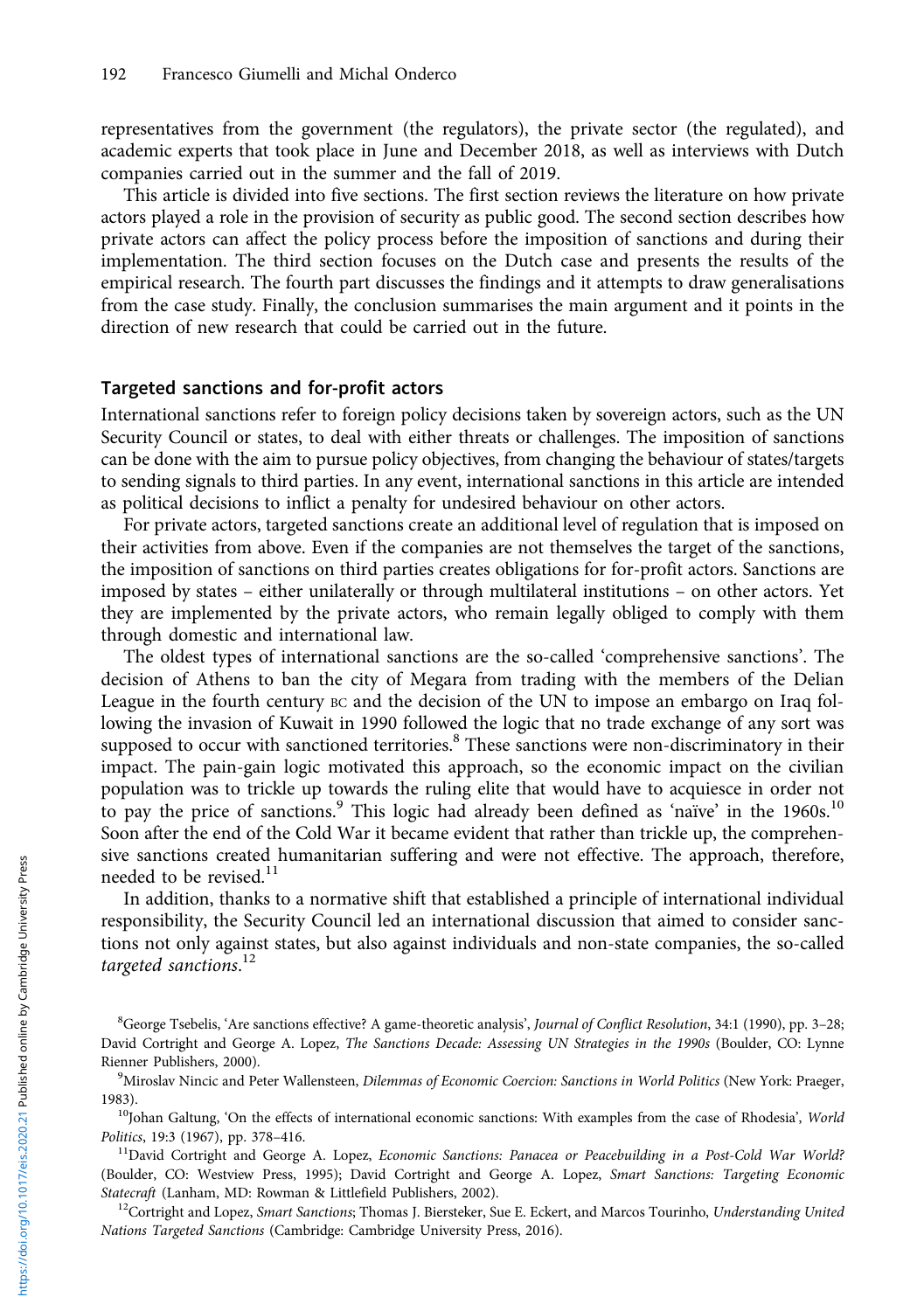representatives from the government (the regulators), the private sector (the regulated), and academic experts that took place in June and December 2018, as well as interviews with Dutch companies carried out in the summer and the fall of 2019.

This article is divided into five sections. The first section reviews the literature on how private actors played a role in the provision of security as public good. The second section describes how private actors can affect the policy process before the imposition of sanctions and during their implementation. The third section focuses on the Dutch case and presents the results of the empirical research. The fourth part discusses the findings and it attempts to draw generalisations from the case study. Finally, the conclusion summarises the main argument and it points in the direction of new research that could be carried out in the future.

## Targeted sanctions and for-profit actors

International sanctions refer to foreign policy decisions taken by sovereign actors, such as the UN Security Council or states, to deal with either threats or challenges. The imposition of sanctions can be done with the aim to pursue policy objectives, from changing the behaviour of states/targets to sending signals to third parties. In any event, international sanctions in this article are intended as political decisions to inflict a penalty for undesired behaviour on other actors.

For private actors, targeted sanctions create an additional level of regulation that is imposed on their activities from above. Even if the companies are not themselves the target of the sanctions, the imposition of sanctions on third parties creates obligations for for-profit actors. Sanctions are imposed by states – either unilaterally or through multilateral institutions – on other actors. Yet they are implemented by the private actors, who remain legally obliged to comply with them through domestic and international law.

The oldest types of international sanctions are the so-called 'comprehensive sanctions'. The decision of Athens to ban the city of Megara from trading with the members of the Delian League in the fourth century BC and the decision of the UN to impose an embargo on Iraq following the invasion of Kuwait in 1990 followed the logic that no trade exchange of any sort was supposed to occur with sanctioned territories.[8] These sanctions were non-discriminatory in their impact. The pain-gain logic motivated this approach, so the economic impact on the civilian population was to trickle up towards the ruling elite that would have to acquiesce in order not to pay the price of sanctions.[9] This logic had already been defined as 'naïve' in the 1960s.[10] Soon after the end of the Cold War it became evident that rather than trickle up, the comprehensive sanctions created humanitarian suffering and were not effective. The approach, therefore, needed to be revised.[11]

In addition, thanks to a normative shift that established a principle of international individual responsibility, the Security Council led an international discussion that aimed to consider sanctions not only against states, but also against individuals and non-state companies, the so-called *targeted sanctions*.[12]

[8] George Tsebelis, 'Are sanctions effective? A game-theoretic analysis', *Journal of Conflict Resolution*, 34:1 (1990), pp. 3–28; David Cortright and George A. Lopez, *The Sanctions Decade: Assessing UN Strategies in the 1990s* (Boulder, CO: Lynne Rienner Publishers, 2000).

[9] Miroslav Nincic and Peter Wallensteen, *Dilemmas of Economic Coercion: Sanctions in World Politics* (New York: Praeger, 1983).

[10] Johan Galtung, 'On the effects of international economic sanctions: With examples from the case of Rhodesia', *World Politics*, 19:3 (1967), pp. 378–416.

[11] David Cortright and George A. Lopez, *Economic Sanctions: Panacea or Peacebuilding in a Post-Cold War World?* (Boulder, CO: Westview Press, 1995); David Cortright and George A. Lopez, *Smart Sanctions: Targeting Economic Statecraft* (Lanham, MD: Rowman & Littlefield Publishers, 2002).

[12] Cortright and Lopez, *Smart Sanctions*; Thomas J. Biersteker, Sue E. Eckert, and Marcos Tourinho, *Understanding United Nations Targeted Sanctions* (Cambridge: Cambridge University Press, 2016).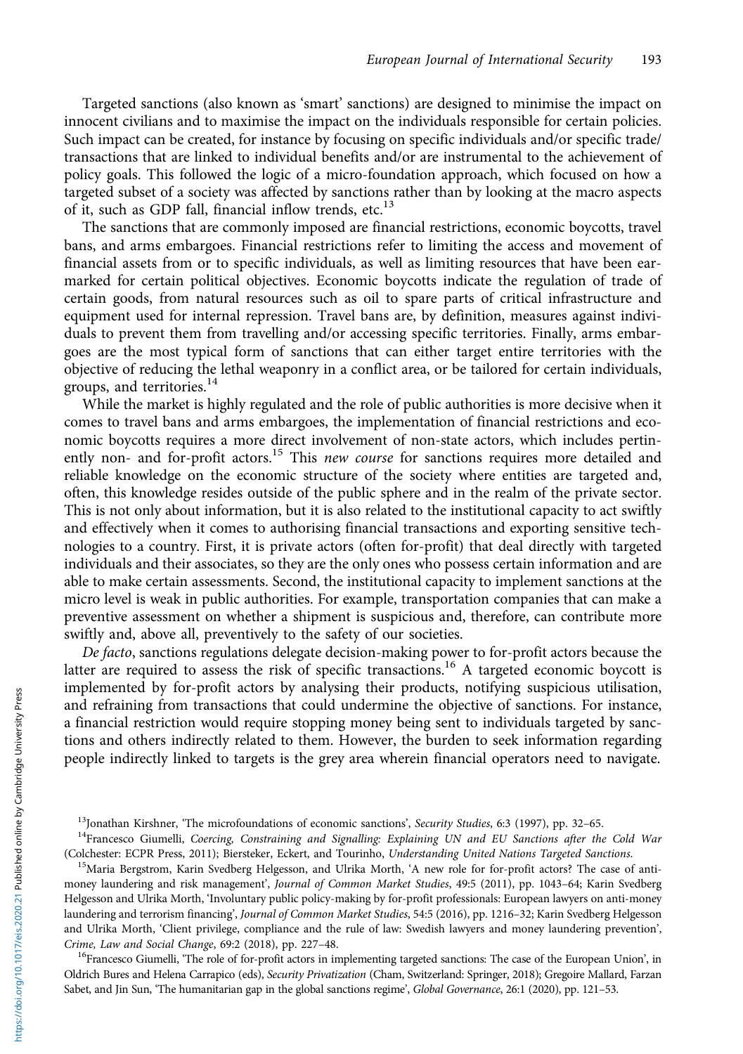Targeted sanctions (also known as 'smart' sanctions) are designed to minimise the impact on innocent civilians and to maximise the impact on the individuals responsible for certain policies. Such impact can be created, for instance by focusing on specific individuals and/or specific trade/transactions that are linked to individual benefits and/or are instrumental to the achievement of policy goals. This followed the logic of a micro-foundation approach, which focused on how a targeted subset of a society was affected by sanctions rather than by looking at the macro aspects of it, such as GDP fall, financial inflow trends, etc.[13]

The sanctions that are commonly imposed are financial restrictions, economic boycotts, travel bans, and arms embargoes. Financial restrictions refer to limiting the access and movement of financial assets from or to specific individuals, as well as limiting resources that have been earmarked for certain political objectives. Economic boycotts indicate the regulation of trade of certain goods, from natural resources such as oil to spare parts of critical infrastructure and equipment used for internal repression. Travel bans are, by definition, measures against individuals to prevent them from travelling and/or accessing specific territories. Finally, arms embargoes are the most typical form of sanctions that can either target entire territories with the objective of reducing the lethal weaponry in a conflict area, or be tailored for certain individuals, groups, and territories.[14]

While the market is highly regulated and the role of public authorities is more decisive when it comes to travel bans and arms embargoes, the implementation of financial restrictions and economic boycotts requires a more direct involvement of non-state actors, which includes pertinently non- and for-profit actors.[15] This *new course* for sanctions requires more detailed and reliable knowledge on the economic structure of the society where entities are targeted and, often, this knowledge resides outside of the public sphere and in the realm of the private sector. This is not only about information, but it is also related to the institutional capacity to act swiftly and effectively when it comes to authorising financial transactions and exporting sensitive technologies to a country. First, it is private actors (often for-profit) that deal directly with targeted individuals and their associates, so they are the only ones who possess certain information and are able to make certain assessments. Second, the institutional capacity to implement sanctions at the micro level is weak in public authorities. For example, transportation companies that can make a preventive assessment on whether a shipment is suspicious and, therefore, can contribute more swiftly and, above all, preventively to the safety of our societies.

*De facto*, sanctions regulations delegate decision-making power to for-profit actors because the latter are required to assess the risk of specific transactions.[16] A targeted economic boycott is implemented by for-profit actors by analysing their products, notifying suspicious utilisation, and refraining from transactions that could undermine the objective of sanctions. For instance, a financial restriction would require stopping money being sent to individuals targeted by sanctions and others indirectly related to them. However, the burden to seek information regarding people indirectly linked to targets is the grey area wherein financial operators need to navigate.

---

[13] Jonathan Kirshner, 'The microfoundations of economic sanctions', *Security Studies*, 6:3 (1997), pp. 32–65.

[14] Francesco Giumelli, *Coercing, Constraining and Signalling: Explaining UN and EU Sanctions after the Cold War* (Colchester: ECPR Press, 2011); Biersteker, Eckert, and Tourinho, *Understanding United Nations Targeted Sanctions*.

[15] Maria Bergstrom, Karin Svedberg Helgesson, and Ulrika Morth, 'A new role for for-profit actors? The case of anti-money laundering and risk management', *Journal of Common Market Studies*, 49:5 (2011), pp. 1043–64; Karin Svedberg Helgesson and Ulrika Morth, 'Involuntary public policy-making by for-profit professionals: European lawyers on anti-money laundering and terrorism financing', *Journal of Common Market Studies*, 54:5 (2016), pp. 1216–32; Karin Svedberg Helgesson and Ulrika Morth, 'Client privilege, compliance and the rule of law: Swedish lawyers and money laundering prevention', *Crime, Law and Social Change*, 69:2 (2018), pp. 227–48.

[16] Francesco Giumelli, 'The role of for-profit actors in implementing targeted sanctions: The case of the European Union', in Oldrich Bures and Helena Carrapico (eds), *Security Privatization* (Cham, Switzerland: Springer, 2018); Gregoire Mallard, Farzan Sabet, and Jin Sun, 'The humanitarian gap in the global sanctions regime', *Global Governance*, 26:1 (2020), pp. 121–53.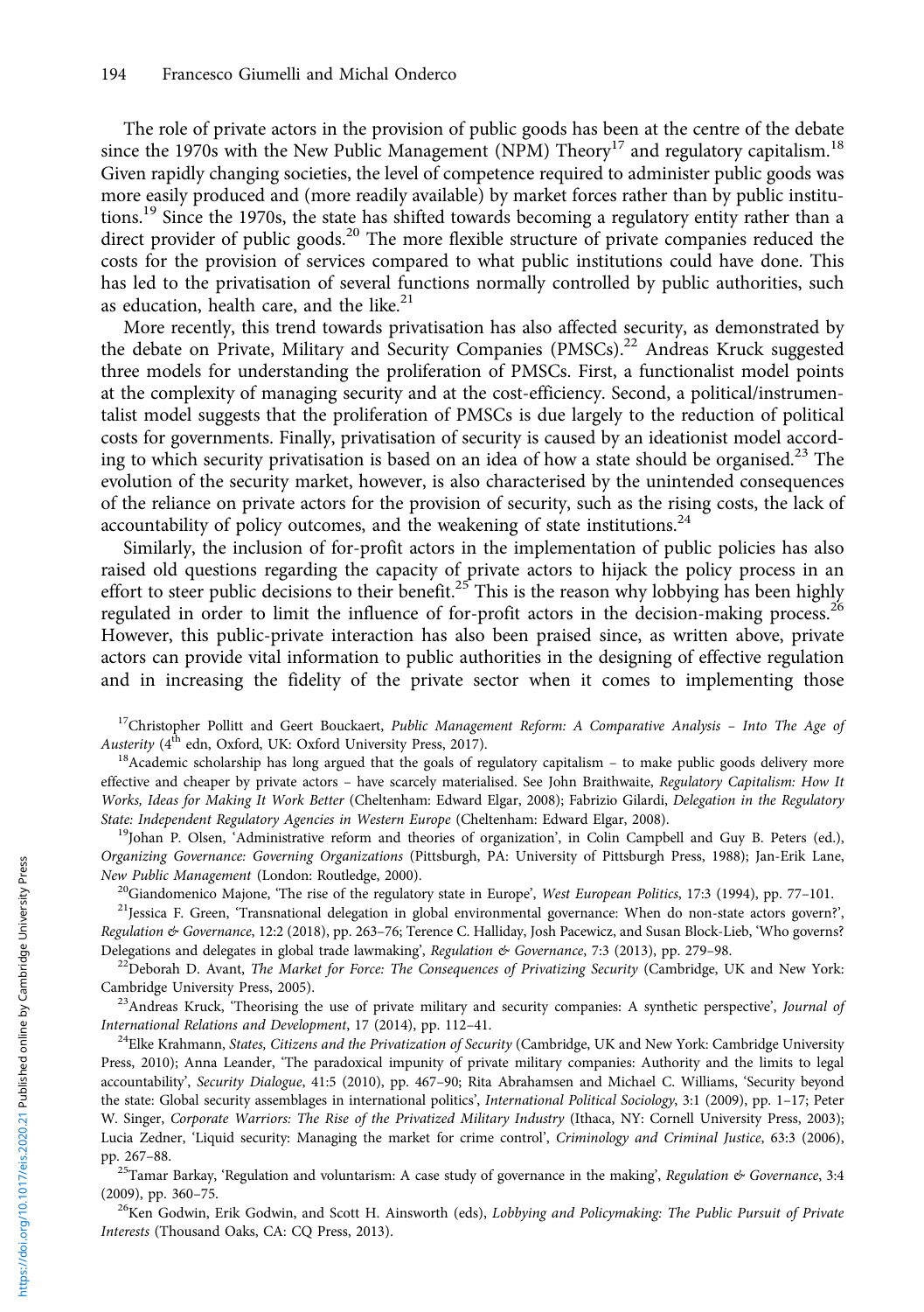The role of private actors in the provision of public goods has been at the centre of the debate since the 1970s with the New Public Management (NPM) Theory[17] and regulatory capitalism.[18] Given rapidly changing societies, the level of competence required to administer public goods was more easily produced and (more readily available) by market forces rather than by public institutions.[19] Since the 1970s, the state has shifted towards becoming a regulatory entity rather than a direct provider of public goods.[20] The more flexible structure of private companies reduced the costs for the provision of services compared to what public institutions could have done. This has led to the privatisation of several functions normally controlled by public authorities, such as education, health care, and the like.[21]

More recently, this trend towards privatisation has also affected security, as demonstrated by the debate on Private, Military and Security Companies (PMSCs).[22] Andreas Kruck suggested three models for understanding the proliferation of PMSCs. First, a functionalist model points at the complexity of managing security and at the cost-efficiency. Second, a political/instrumentalist model suggests that the proliferation of PMSCs is due largely to the reduction of political costs for governments. Finally, privatisation of security is caused by an ideationist model according to which security privatisation is based on an idea of how a state should be organised.[23] The evolution of the security market, however, is also characterised by the unintended consequences of the reliance on private actors for the provision of security, such as the rising costs, the lack of accountability of policy outcomes, and the weakening of state institutions.[24]

Similarly, the inclusion of for-profit actors in the implementation of public policies has also raised old questions regarding the capacity of private actors to hijack the policy process in an effort to steer public decisions to their benefit.[25] This is the reason why lobbying has been highly regulated in order to limit the influence of for-profit actors in the decision-making process.[26] However, this public-private interaction has also been praised since, as written above, private actors can provide vital information to public authorities in the designing of effective regulation and in increasing the fidelity of the private sector when it comes to implementing those

[17] Christopher Pollitt and Geert Bouckaert, *Public Management Reform: A Comparative Analysis – Into The Age of Austerity* (4th edn, Oxford, UK: Oxford University Press, 2017).

[18] Academic scholarship has long argued that the goals of regulatory capitalism – to make public goods delivery more effective and cheaper by private actors – have scarcely materialised. See John Braithwaite, *Regulatory Capitalism: How It Works, Ideas for Making It Work Better* (Cheltenham: Edward Elgar, 2008); Fabrizio Gilardi, *Delegation in the Regulatory State: Independent Regulatory Agencies in Western Europe* (Cheltenham: Edward Elgar, 2008).

[19] Johan P. Olsen, 'Administrative reform and theories of organization', in Colin Campbell and Guy B. Peters (ed.), *Organizing Governance: Governing Organizations* (Pittsburgh, PA: University of Pittsburgh Press, 1988); Jan-Erik Lane, *New Public Management* (London: Routledge, 2000).

[20] Giandomenico Majone, 'The rise of the regulatory state in Europe', *West European Politics*, 17:3 (1994), pp. 77–101.

[21] Jessica F. Green, 'Transnational delegation in global environmental governance: When do non-state actors govern?', *Regulation & Governance*, 12:2 (2018), pp. 263–76; Terence C. Halliday, Josh Pacewicz, and Susan Block-Lieb, 'Who governs? Delegations and delegates in global trade lawmaking', *Regulation & Governance*, 7:3 (2013), pp. 279–98.

[22] Deborah D. Avant, *The Market for Force: The Consequences of Privatizing Security* (Cambridge, UK and New York: Cambridge University Press, 2005).

[23] Andreas Kruck, 'Theorising the use of private military and security companies: A synthetic perspective', *Journal of International Relations and Development*, 17 (2014), pp. 112–41.

[24] Elke Krahmann, *States, Citizens and the Privatization of Security* (Cambridge, UK and New York: Cambridge University Press, 2010); Anna Leander, 'The paradoxical impunity of private military companies: Authority and the limits to legal accountability', *Security Dialogue*, 41:5 (2010), pp. 467–90; Rita Abrahamsen and Michael C. Williams, 'Security beyond the state: Global security assemblages in international politics', *International Political Sociology*, 3:1 (2009), pp. 1–17; Peter W. Singer, *Corporate Warriors: The Rise of the Privatized Military Industry* (Ithaca, NY: Cornell University Press, 2003); Lucia Zedner, 'Liquid security: Managing the market for crime control', *Criminology and Criminal Justice*, 63:3 (2006), pp. 267–88.

[25] Tamar Barkay, 'Regulation and voluntarism: A case study of governance in the making', *Regulation & Governance*, 3:4 (2009), pp. 360–75.

[26] Ken Godwin, Erik Godwin, and Scott H. Ainsworth (eds), *Lobbying and Policymaking: The Public Pursuit of Private Interests* (Thousand Oaks, CA: CQ Press, 2013).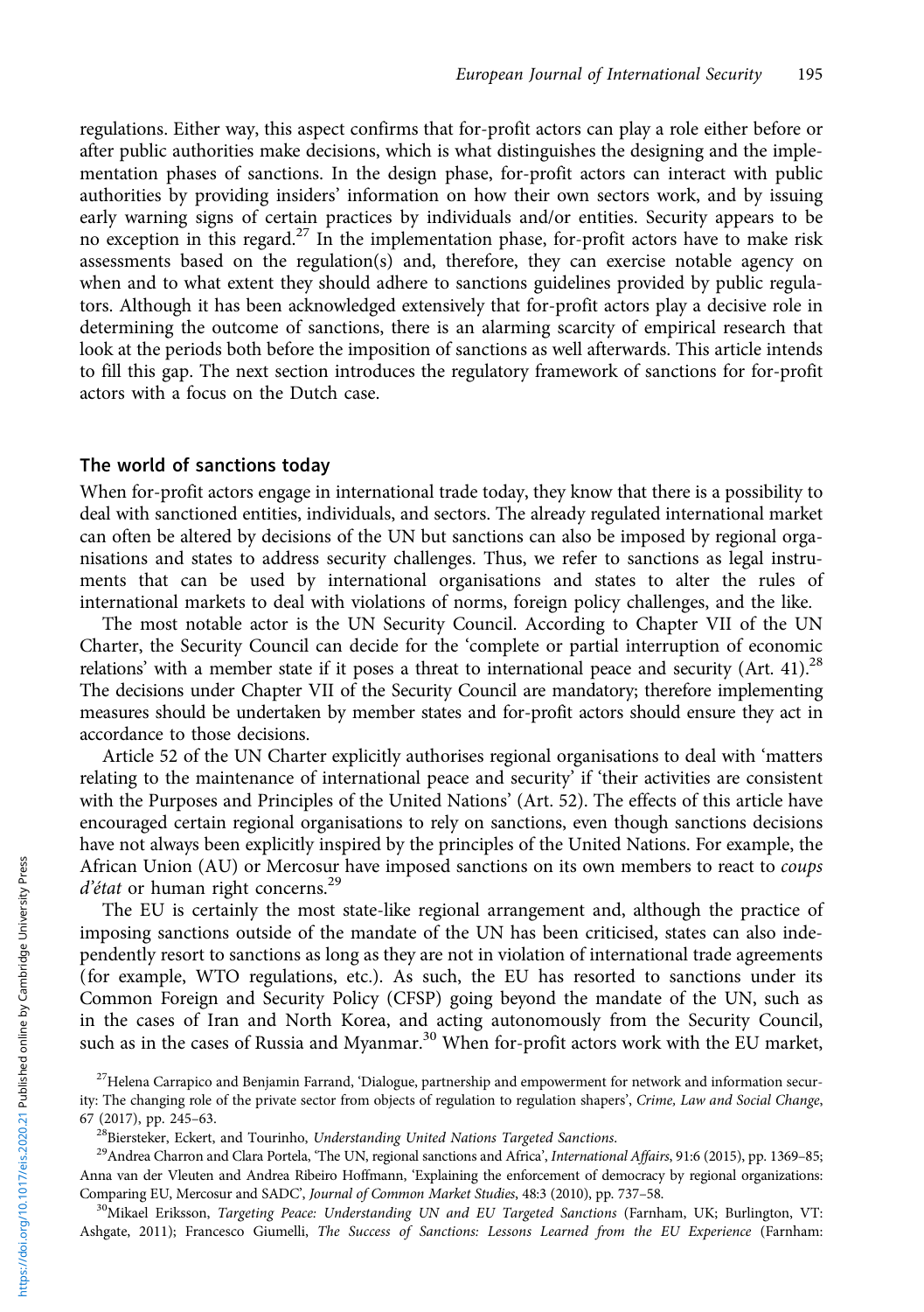regulations. Either way, this aspect confirms that for-profit actors can play a role either before or after public authorities make decisions, which is what distinguishes the designing and the implementation phases of sanctions. In the design phase, for-profit actors can interact with public authorities by providing insiders' information on how their own sectors work, and by issuing early warning signs of certain practices by individuals and/or entities. Security appears to be no exception in this regard.[27] In the implementation phase, for-profit actors have to make risk assessments based on the regulation(s) and, therefore, they can exercise notable agency on when and to what extent they should adhere to sanctions guidelines provided by public regulators. Although it has been acknowledged extensively that for-profit actors play a decisive role in determining the outcome of sanctions, there is an alarming scarcity of empirical research that look at the periods both before the imposition of sanctions as well afterwards. This article intends to fill this gap. The next section introduces the regulatory framework of sanctions for for-profit actors with a focus on the Dutch case.

## The world of sanctions today

When for-profit actors engage in international trade today, they know that there is a possibility to deal with sanctioned entities, individuals, and sectors. The already regulated international market can often be altered by decisions of the UN but sanctions can also be imposed by regional organisations and states to address security challenges. Thus, we refer to sanctions as legal instruments that can be used by international organisations and states to alter the rules of international markets to deal with violations of norms, foreign policy challenges, and the like.

The most notable actor is the UN Security Council. According to Chapter VII of the UN Charter, the Security Council can decide for the 'complete or partial interruption of economic relations' with a member state if it poses a threat to international peace and security (Art. 41).[28] The decisions under Chapter VII of the Security Council are mandatory; therefore implementing measures should be undertaken by member states and for-profit actors should ensure they act in accordance to those decisions.

Article 52 of the UN Charter explicitly authorises regional organisations to deal with 'matters relating to the maintenance of international peace and security' if 'their activities are consistent with the Purposes and Principles of the United Nations' (Art. 52). The effects of this article have encouraged certain regional organisations to rely on sanctions, even though sanctions decisions have not always been explicitly inspired by the principles of the United Nations. For example, the African Union (AU) or Mercosur have imposed sanctions on its own members to react to *coups d'état* or human right concerns.[29]

The EU is certainly the most state-like regional arrangement and, although the practice of imposing sanctions outside of the mandate of the UN has been criticised, states can also independently resort to sanctions as long as they are not in violation of international trade agreements (for example, WTO regulations, etc.). As such, the EU has resorted to sanctions under its Common Foreign and Security Policy (CFSP) going beyond the mandate of the UN, such as in the cases of Iran and North Korea, and acting autonomously from the Security Council, such as in the cases of Russia and Myanmar.[30] When for-profit actors work with the EU market,

[27] Helena Carrapico and Benjamin Farrand, 'Dialogue, partnership and empowerment for network and information security: The changing role of the private sector from objects of regulation to regulation shapers', *Crime, Law and Social Change*, 67 (2017), pp. 245–63.

[28] Biersteker, Eckert, and Tourinho, *Understanding United Nations Targeted Sanctions*.

[29] Andrea Charron and Clara Portela, 'The UN, regional sanctions and Africa', *International Affairs*, 91:6 (2015), pp. 1369–85; Anna van der Vleuten and Andrea Ribeiro Hoffmann, 'Explaining the enforcement of democracy by regional organizations: Comparing EU, Mercosur and SADC', *Journal of Common Market Studies*, 48:3 (2010), pp. 737–58.

[30] Mikael Eriksson, *Targeting Peace: Understanding UN and EU Targeted Sanctions* (Farnham, UK; Burlington, VT: Ashgate, 2011); Francesco Giumelli, *The Success of Sanctions: Lessons Learned from the EU Experience* (Farnham: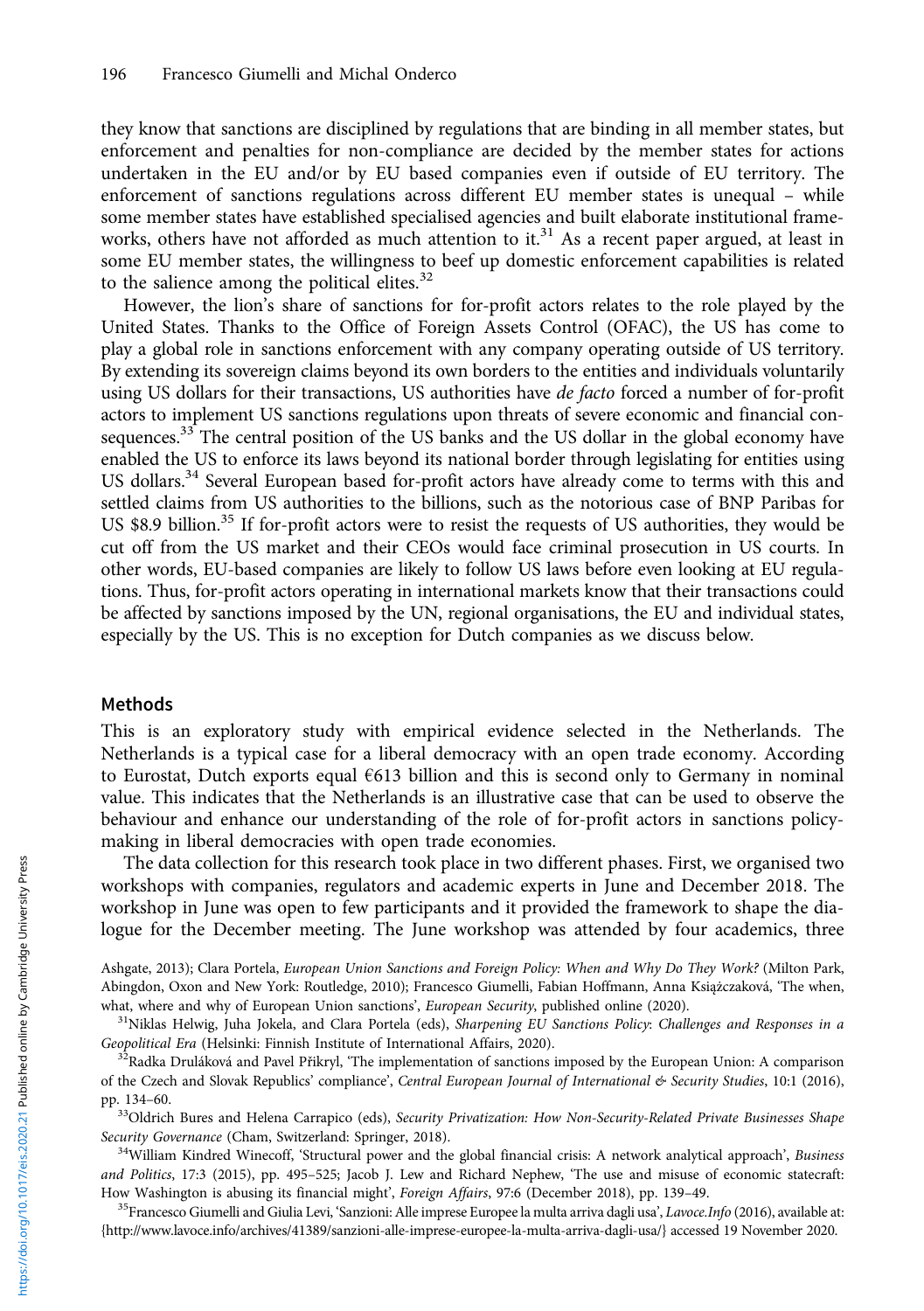they know that sanctions are disciplined by regulations that are binding in all member states, but enforcement and penalties for non-compliance are decided by the member states for actions undertaken in the EU and/or by EU based companies even if outside of EU territory. The enforcement of sanctions regulations across different EU member states is unequal – while some member states have established specialised agencies and built elaborate institutional frameworks, others have not afforded as much attention to it.[31] As a recent paper argued, at least in some EU member states, the willingness to beef up domestic enforcement capabilities is related to the salience among the political elites.[32]

However, the lion's share of sanctions for for-profit actors relates to the role played by the United States. Thanks to the Office of Foreign Assets Control (OFAC), the US has come to play a global role in sanctions enforcement with any company operating outside of US territory. By extending its sovereign claims beyond its own borders to the entities and individuals voluntarily using US dollars for their transactions, US authorities have *de facto* forced a number of for-profit actors to implement US sanctions regulations upon threats of severe economic and financial consequences.[33] The central position of the US banks and the US dollar in the global economy have enabled the US to enforce its laws beyond its national border through legislating for entities using US dollars.[34] Several European based for-profit actors have already come to terms with this and settled claims from US authorities to the billions, such as the notorious case of BNP Paribas for US $8.9 billion.[35] If for-profit actors were to resist the requests of US authorities, they would be cut off from the US market and their CEOs would face criminal prosecution in US courts. In other words, EU-based companies are likely to follow US laws before even looking at EU regulations. Thus, for-profit actors operating in international markets know that their transactions could be affected by sanctions imposed by the UN, regional organisations, the EU and individual states, especially by the US. This is no exception for Dutch companies as we discuss below.

## Methods

This is an exploratory study with empirical evidence selected in the Netherlands. The Netherlands is a typical case for a liberal democracy with an open trade economy. According to Eurostat, Dutch exports equal €613 billion and this is second only to Germany in nominal value. This indicates that the Netherlands is an illustrative case that can be used to observe the behaviour and enhance our understanding of the role of for-profit actors in sanctions policy-making in liberal democracies with open trade economies.

The data collection for this research took place in two different phases. First, we organised two workshops with companies, regulators and academic experts in June and December 2018. The workshop in June was open to few participants and it provided the framework to shape the dialogue for the December meeting. The June workshop was attended by four academics, three

Ashgate, 2013); Clara Portela, *European Union Sanctions and Foreign Policy: When and Why Do They Work?* (Milton Park, Abingdon, Oxon and New York: Routledge, 2010); Francesco Giumelli, Fabian Hoffmann, Anna Książczaková, 'The when, what, where and why of European Union sanctions', *European Security*, published online (2020).

[31] Niklas Helwig, Juha Jokela, and Clara Portela (eds), *Sharpening EU Sanctions Policy: Challenges and Responses in a Geopolitical Era* (Helsinki: Finnish Institute of International Affairs, 2020).

[32] Radka Druláková and Pavel Přikryl, 'The implementation of sanctions imposed by the European Union: A comparison of the Czech and Slovak Republics' compliance', *Central European Journal of International & Security Studies*, 10:1 (2016), pp. 134–60.

[33] Oldrich Bures and Helena Carrapico (eds), *Security Privatization: How Non-Security-Related Private Businesses Shape Security Governance* (Cham, Switzerland: Springer, 2018).

[34] William Kindred Winecoff, 'Structural power and the global financial crisis: A network analytical approach', *Business and Politics*, 17:3 (2015), pp. 495–525; Jacob J. Lew and Richard Nephew, 'The use and misuse of economic statecraft: How Washington is abusing its financial might', *Foreign Affairs*, 97:6 (December 2018), pp. 139–49.

[35] Francesco Giumelli and Giulia Levi, 'Sanzioni: Alle imprese Europee la multa arriva dagli usa', *Lavoce.Info* (2016), available at: {http://www.lavoce.info/archives/41389/sanzioni-alle-imprese-europee-la-multa-arriva-dagli-usa/} accessed 19 November 2020.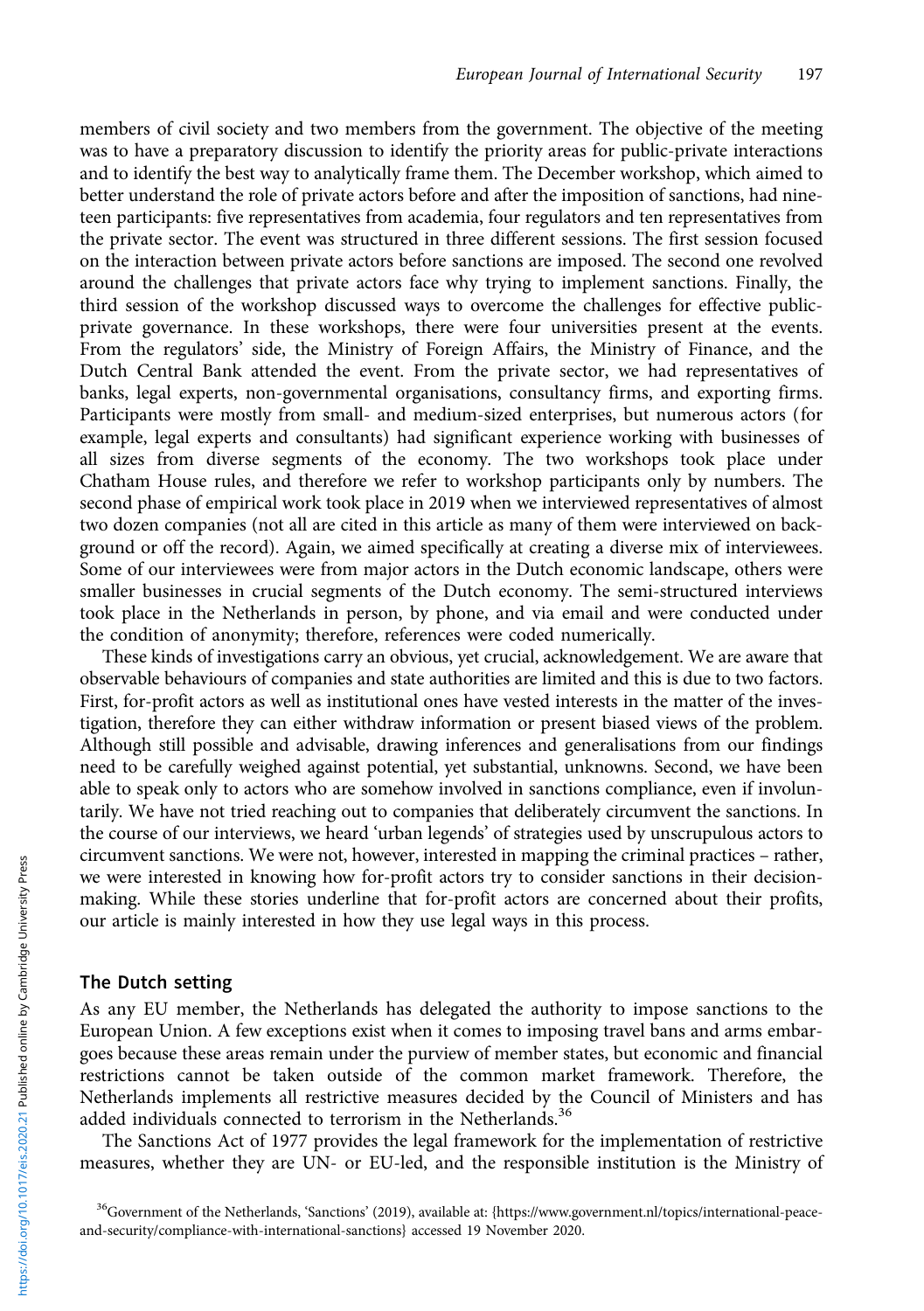members of civil society and two members from the government. The objective of the meeting was to have a preparatory discussion to identify the priority areas for public-private interactions and to identify the best way to analytically frame them. The December workshop, which aimed to better understand the role of private actors before and after the imposition of sanctions, had nineteen participants: five representatives from academia, four regulators and ten representatives from the private sector. The event was structured in three different sessions. The first session focused on the interaction between private actors before sanctions are imposed. The second one revolved around the challenges that private actors face why trying to implement sanctions. Finally, the third session of the workshop discussed ways to overcome the challenges for effective public-private governance. In these workshops, there were four universities present at the events. From the regulators' side, the Ministry of Foreign Affairs, the Ministry of Finance, and the Dutch Central Bank attended the event. From the private sector, we had representatives of banks, legal experts, non-governmental organisations, consultancy firms, and exporting firms. Participants were mostly from small- and medium-sized enterprises, but numerous actors (for example, legal experts and consultants) had significant experience working with businesses of all sizes from diverse segments of the economy. The two workshops took place under Chatham House rules, and therefore we refer to workshop participants only by numbers. The second phase of empirical work took place in 2019 when we interviewed representatives of almost two dozen companies (not all are cited in this article as many of them were interviewed on background or off the record). Again, we aimed specifically at creating a diverse mix of interviewees. Some of our interviewees were from major actors in the Dutch economic landscape, others were smaller businesses in crucial segments of the Dutch economy. The semi-structured interviews took place in the Netherlands in person, by phone, and via email and were conducted under the condition of anonymity; therefore, references were coded numerically.

These kinds of investigations carry an obvious, yet crucial, acknowledgement. We are aware that observable behaviours of companies and state authorities are limited and this is due to two factors. First, for-profit actors as well as institutional ones have vested interests in the matter of the investigation, therefore they can either withdraw information or present biased views of the problem. Although still possible and advisable, drawing inferences and generalisations from our findings need to be carefully weighed against potential, yet substantial, unknowns. Second, we have been able to speak only to actors who are somehow involved in sanctions compliance, even if involuntarily. We have not tried reaching out to companies that deliberately circumvent the sanctions. In the course of our interviews, we heard 'urban legends' of strategies used by unscrupulous actors to circumvent sanctions. We were not, however, interested in mapping the criminal practices – rather, we were interested in knowing how for-profit actors try to consider sanctions in their decision-making. While these stories underline that for-profit actors are concerned about their profits, our article is mainly interested in how they use legal ways in this process.

## The Dutch setting

As any EU member, the Netherlands has delegated the authority to impose sanctions to the European Union. A few exceptions exist when it comes to imposing travel bans and arms embargoes because these areas remain under the purview of member states, but economic and financial restrictions cannot be taken outside of the common market framework. Therefore, the Netherlands implements all restrictive measures decided by the Council of Ministers and has added individuals connected to terrorism in the Netherlands.[36]

The Sanctions Act of 1977 provides the legal framework for the implementation of restrictive measures, whether they are UN- or EU-led, and the responsible institution is the Ministry of

[36]Government of the Netherlands, 'Sanctions' (2019), available at: {https://www.government.nl/topics/international-peace-and-security/compliance-with-international-sanctions} accessed 19 November 2020.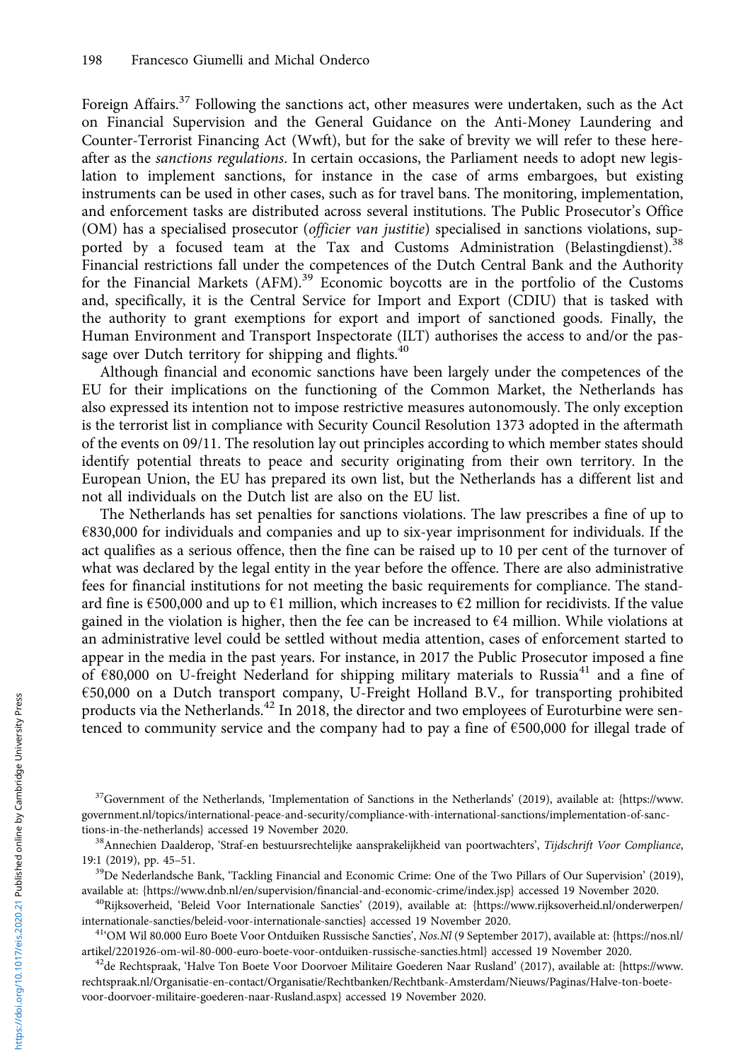Foreign Affairs.[37] Following the sanctions act, other measures were undertaken, such as the Act on Financial Supervision and the General Guidance on the Anti-Money Laundering and Counter-Terrorist Financing Act (Wwft), but for the sake of brevity we will refer to these hereafter as the *sanctions regulations*. In certain occasions, the Parliament needs to adopt new legislation to implement sanctions, for instance in the case of arms embargoes, but existing instruments can be used in other cases, such as for travel bans. The monitoring, implementation, and enforcement tasks are distributed across several institutions. The Public Prosecutor's Office (OM) has a specialised prosecutor (*officier van justitie*) specialised in sanctions violations, supported by a focused team at the Tax and Customs Administration (Belastingdienst).[38] Financial restrictions fall under the competences of the Dutch Central Bank and the Authority for the Financial Markets (AFM).[39] Economic boycotts are in the portfolio of the Customs and, specifically, it is the Central Service for Import and Export (CDIU) that is tasked with the authority to grant exemptions for export and import of sanctioned goods. Finally, the Human Environment and Transport Inspectorate (ILT) authorises the access to and/or the passage over Dutch territory for shipping and flights.[40]

Although financial and economic sanctions have been largely under the competences of the EU for their implications on the functioning of the Common Market, the Netherlands has also expressed its intention not to impose restrictive measures autonomously. The only exception is the terrorist list in compliance with Security Council Resolution 1373 adopted in the aftermath of the events on 09/11. The resolution lay out principles according to which member states should identify potential threats to peace and security originating from their own territory. In the European Union, the EU has prepared its own list, but the Netherlands has a different list and not all individuals on the Dutch list are also on the EU list.

The Netherlands has set penalties for sanctions violations. The law prescribes a fine of up to €830,000 for individuals and companies and up to six-year imprisonment for individuals. If the act qualifies as a serious offence, then the fine can be raised up to 10 per cent of the turnover of what was declared by the legal entity in the year before the offence. There are also administrative fees for financial institutions for not meeting the basic requirements for compliance. The standard fine is €500,000 and up to €1 million, which increases to €2 million for recidivists. If the value gained in the violation is higher, then the fee can be increased to €4 million. While violations at an administrative level could be settled without media attention, cases of enforcement started to appear in the media in the past years. For instance, in 2017 the Public Prosecutor imposed a fine of €80,000 on U-freight Nederland for shipping military materials to Russia[41] and a fine of €50,000 on a Dutch transport company, U-Freight Holland B.V., for transporting prohibited products via the Netherlands.[42] In 2018, the director and two employees of Euroturbine were sentenced to community service and the company had to pay a fine of €500,000 for illegal trade of

---

[37] Government of the Netherlands, 'Implementation of Sanctions in the Netherlands' (2019), available at: {https://www.government.nl/topics/international-peace-and-security/compliance-with-international-sanctions/implementation-of-sanctions-in-the-netherlands} accessed 19 November 2020.

[38] Annechien Daalderop, 'Straf-en bestuursrechtelijke aansprakelijkheid van poortwachters', *Tijdschrift Voor Compliance*, 19:1 (2019), pp. 45–51.

[39] De Nederlandsche Bank, 'Tackling Financial and Economic Crime: One of the Two Pillars of Our Supervision' (2019), available at: {https://www.dnb.nl/en/supervision/financial-and-economic-crime/index.jsp} accessed 19 November 2020.

[40] Rijksoverheid, 'Beleid Voor Internationale Sancties' (2019), available at: {https://www.rijksoverheid.nl/onderwerpen/internationale-sancties/beleid-voor-internationale-sancties} accessed 19 November 2020.

[41] 'OM Wil 80.000 Euro Boete Voor Ontduiken Russische Sancties', *Nos.Nl* (9 September 2017), available at: {https://nos.nl/artikel/2201926-om-wil-80-000-euro-boete-voor-ontduiken-russische-sancties.html} accessed 19 November 2020.

[42] de Rechtspraak, 'Halve Ton Boete Voor Doorvoer Militaire Goederen Naar Rusland' (2017), available at: {https://www.rechtspraak.nl/Organisatie-en-contact/Organisatie/Rechtbanken/Rechtbank-Amsterdam/Nieuws/Paginas/Halve-ton-boete-voor-doorvoer-militaire-goederen-naar-Rusland.aspx} accessed 19 November 2020.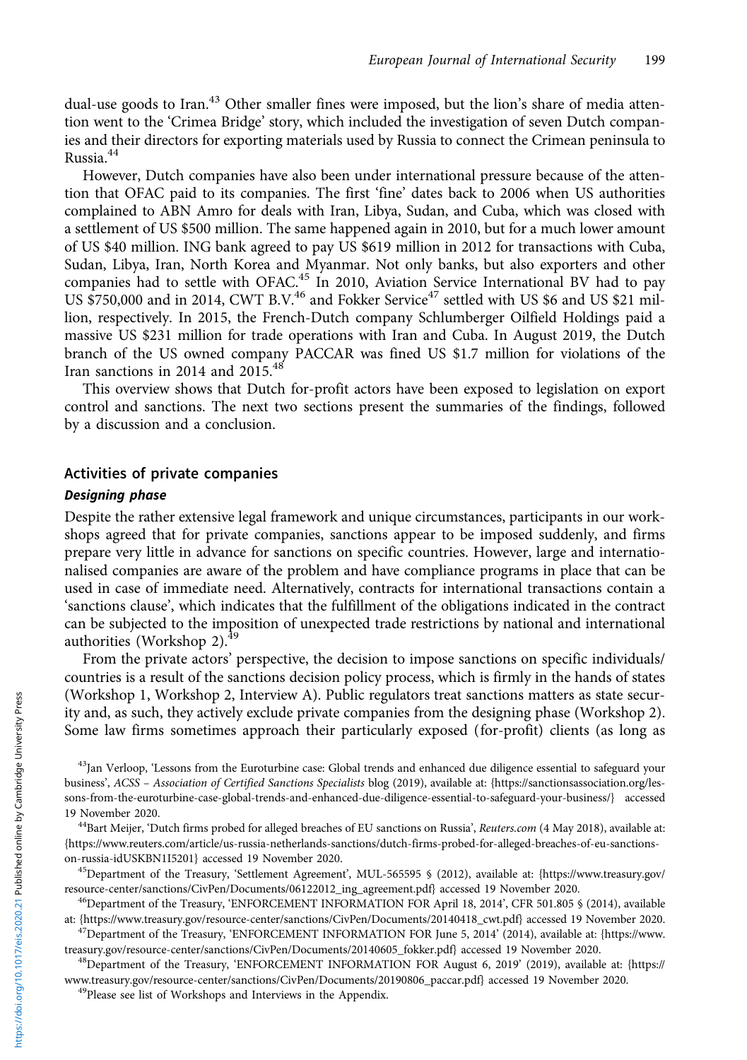dual-use goods to Iran.[43] Other smaller fines were imposed, but the lion's share of media attention went to the 'Crimea Bridge' story, which included the investigation of seven Dutch companies and their directors for exporting materials used by Russia to connect the Crimean peninsula to Russia.[44]

However, Dutch companies have also been under international pressure because of the attention that OFAC paid to its companies. The first 'fine' dates back to 2006 when US authorities complained to ABN Amro for deals with Iran, Libya, Sudan, and Cuba, which was closed with a settlement of US $500 million. The same happened again in 2010, but for a much lower amount of US $40 million. ING bank agreed to pay US $619 million in 2012 for transactions with Cuba, Sudan, Libya, Iran, North Korea and Myanmar. Not only banks, but also exporters and other companies had to settle with OFAC.[45] In 2010, Aviation Service International BV had to pay US $750,000 and in 2014, CWT B.V.[46] and Fokker Service[47] settled with US $6 and US $21 million, respectively. In 2015, the French-Dutch company Schlumberger Oilfield Holdings paid a massive US $231 million for trade operations with Iran and Cuba. In August 2019, the Dutch branch of the US owned company PACCAR was fined US $1.7 million for violations of the Iran sanctions in 2014 and 2015.[48]

This overview shows that Dutch for-profit actors have been exposed to legislation on export control and sanctions. The next two sections present the summaries of the findings, followed by a discussion and a conclusion.

## Activities of private companies

### *Designing phase*

Despite the rather extensive legal framework and unique circumstances, participants in our workshops agreed that for private companies, sanctions appear to be imposed suddenly, and firms prepare very little in advance for sanctions on specific countries. However, large and internationalised companies are aware of the problem and have compliance programs in place that can be used in case of immediate need. Alternatively, contracts for international transactions contain a 'sanctions clause', which indicates that the fulfillment of the obligations indicated in the contract can be subjected to the imposition of unexpected trade restrictions by national and international authorities (Workshop 2).[49]

From the private actors' perspective, the decision to impose sanctions on specific individuals/countries is a result of the sanctions decision policy process, which is firmly in the hands of states (Workshop 1, Workshop 2, Interview A). Public regulators treat sanctions matters as state security and, as such, they actively exclude private companies from the designing phase (Workshop 2). Some law firms sometimes approach their particularly exposed (for-profit) clients (as long as

[43] Jan Verloop, 'Lessons from the Euroturbine case: Global trends and enhanced due diligence essential to safeguard your business', *ACSS – Association of Certified Sanctions Specialists* blog (2019), available at: {https://sanctionsassociation.org/lessons-from-the-euroturbine-case-global-trends-and-enhanced-due-diligence-essential-to-safeguard-your-business/} accessed 19 November 2020.

[44] Bart Meijer, 'Dutch firms probed for alleged breaches of EU sanctions on Russia', *Reuters.com* (4 May 2018), available at: {https://www.reuters.com/article/us-russia-netherlands-sanctions/dutch-firms-probed-for-alleged-breaches-of-eu-sanctions-on-russia-idUSKBN1I5201} accessed 19 November 2020.

[45] Department of the Treasury, 'Settlement Agreement', MUL-565595 § (2012), available at: {https://www.treasury.gov/resource-center/sanctions/CivPen/Documents/06122012_ing_agreement.pdf} accessed 19 November 2020.

[46] Department of the Treasury, 'ENFORCEMENT INFORMATION FOR April 18, 2014', CFR 501.805 § (2014), available at: {https://www.treasury.gov/resource-center/sanctions/CivPen/Documents/20140418_cwt.pdf} accessed 19 November 2020.

[47] Department of the Treasury, 'ENFORCEMENT INFORMATION FOR June 5, 2014' (2014), available at: {https://www.treasury.gov/resource-center/sanctions/CivPen/Documents/20140605_fokker.pdf} accessed 19 November 2020.

[48] Department of the Treasury, 'ENFORCEMENT INFORMATION FOR August 6, 2019' (2019), available at: {https://www.treasury.gov/resource-center/sanctions/CivPen/Documents/20190806_paccar.pdf} accessed 19 November 2020.

[49] Please see list of Workshops and Interviews in the Appendix.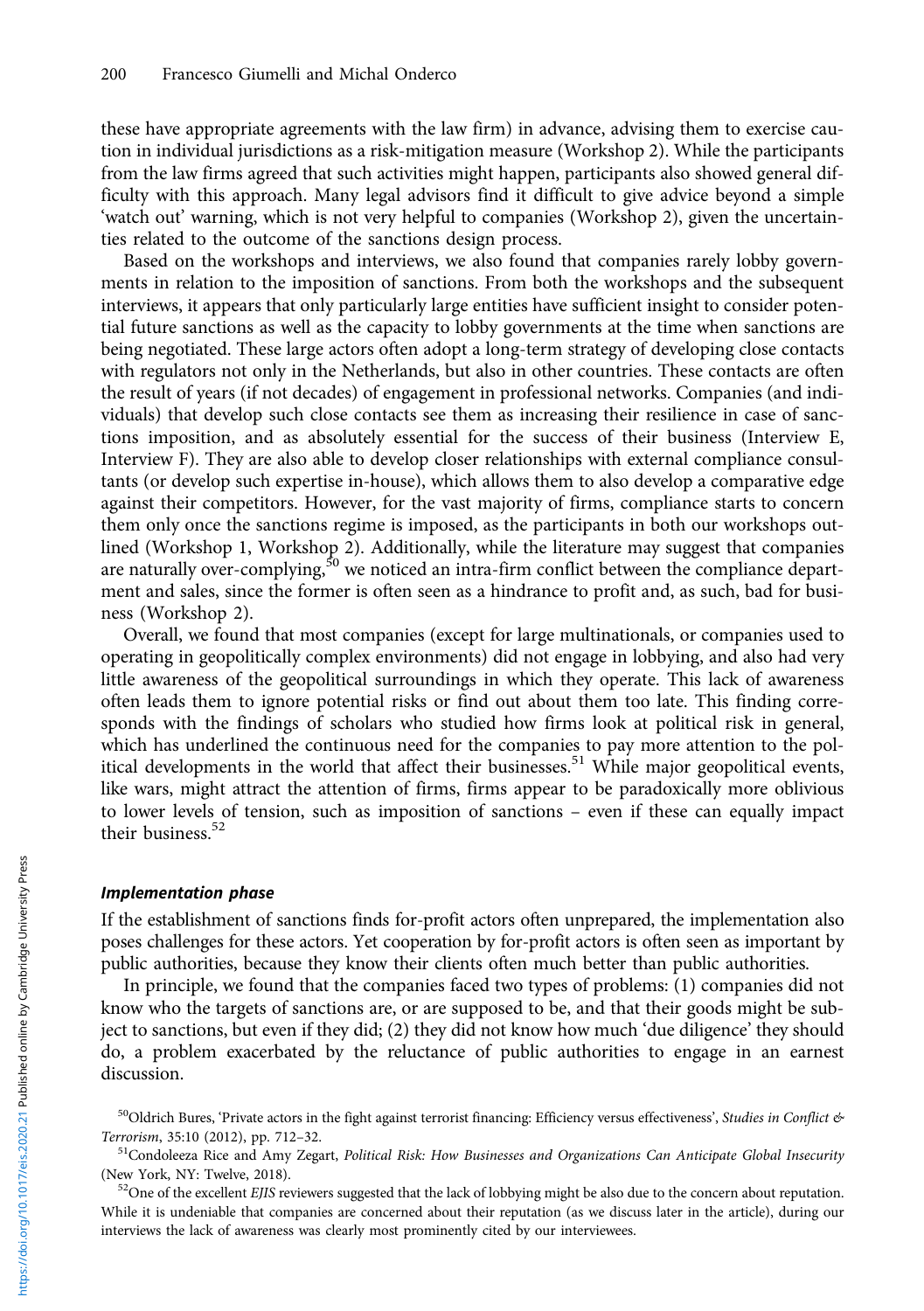these have appropriate agreements with the law firm) in advance, advising them to exercise caution in individual jurisdictions as a risk-mitigation measure (Workshop 2). While the participants from the law firms agreed that such activities might happen, participants also showed general difficulty with this approach. Many legal advisors find it difficult to give advice beyond a simple 'watch out' warning, which is not very helpful to companies (Workshop 2), given the uncertainties related to the outcome of the sanctions design process.

Based on the workshops and interviews, we also found that companies rarely lobby governments in relation to the imposition of sanctions. From both the workshops and the subsequent interviews, it appears that only particularly large entities have sufficient insight to consider potential future sanctions as well as the capacity to lobby governments at the time when sanctions are being negotiated. These large actors often adopt a long-term strategy of developing close contacts with regulators not only in the Netherlands, but also in other countries. These contacts are often the result of years (if not decades) of engagement in professional networks. Companies (and individuals) that develop such close contacts see them as increasing their resilience in case of sanctions imposition, and as absolutely essential for the success of their business (Interview E, Interview F). They are also able to develop closer relationships with external compliance consultants (or develop such expertise in-house), which allows them to also develop a comparative edge against their competitors. However, for the vast majority of firms, compliance starts to concern them only once the sanctions regime is imposed, as the participants in both our workshops outlined (Workshop 1, Workshop 2). Additionally, while the literature may suggest that companies are naturally over-complying,[50] we noticed an intra-firm conflict between the compliance department and sales, since the former is often seen as a hindrance to profit and, as such, bad for business (Workshop 2).

Overall, we found that most companies (except for large multinationals, or companies used to operating in geopolitically complex environments) did not engage in lobbying, and also had very little awareness of the geopolitical surroundings in which they operate. This lack of awareness often leads them to ignore potential risks or find out about them too late. This finding corresponds with the findings of scholars who studied how firms look at political risk in general, which has underlined the continuous need for the companies to pay more attention to the political developments in the world that affect their businesses.[51] While major geopolitical events, like wars, might attract the attention of firms, firms appear to be paradoxically more oblivious to lower levels of tension, such as imposition of sanctions – even if these can equally impact their business.[52]

### Implementation phase

If the establishment of sanctions finds for-profit actors often unprepared, the implementation also poses challenges for these actors. Yet cooperation by for-profit actors is often seen as important by public authorities, because they know their clients often much better than public authorities.

In principle, we found that the companies faced two types of problems: (1) companies did not know who the targets of sanctions are, or are supposed to be, and that their goods might be subject to sanctions, but even if they did; (2) they did not know how much 'due diligence' they should do, a problem exacerbated by the reluctance of public authorities to engage in an earnest discussion.

[50] Oldrich Bures, 'Private actors in the fight against terrorist financing: Efficiency versus effectiveness', *Studies in Conflict & Terrorism*, 35:10 (2012), pp. 712–32.

[51] Condoleezza Rice and Amy Zegart, *Political Risk: How Businesses and Organizations Can Anticipate Global Insecurity* (New York, NY: Twelve, 2018).

[52] One of the excellent *EJIS* reviewers suggested that the lack of lobbying might be also due to the concern about reputation. While it is undeniable that companies are concerned about their reputation (as we discuss later in the article), during our interviews the lack of awareness was clearly most prominently cited by our interviewees.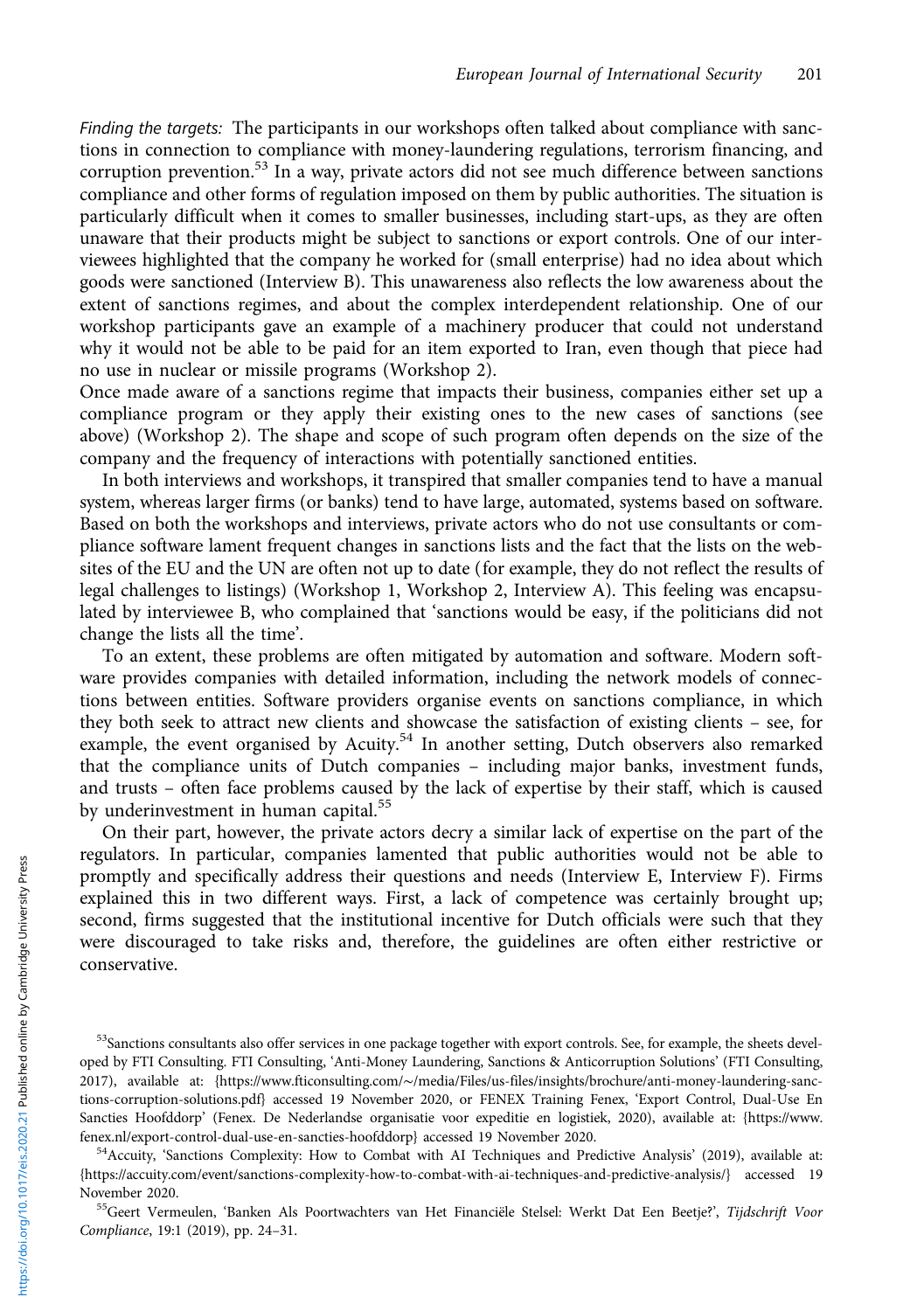*Finding the targets:* The participants in our workshops often talked about compliance with sanctions in connection to compliance with money-laundering regulations, terrorism financing, and corruption prevention.[53] In a way, private actors did not see much difference between sanctions compliance and other forms of regulation imposed on them by public authorities. The situation is particularly difficult when it comes to smaller businesses, including start-ups, as they are often unaware that their products might be subject to sanctions or export controls. One of our interviewees highlighted that the company he worked for (small enterprise) had no idea about which goods were sanctioned (Interview B). This unawareness also reflects the low awareness about the extent of sanctions regimes, and about the complex interdependent relationship. One of our workshop participants gave an example of a machinery producer that could not understand why it would not be able to be paid for an item exported to Iran, even though that piece had no use in nuclear or missile programs (Workshop 2).

Once made aware of a sanctions regime that impacts their business, companies either set up a compliance program or they apply their existing ones to the new cases of sanctions (see above) (Workshop 2). The shape and scope of such program often depends on the size of the company and the frequency of interactions with potentially sanctioned entities.

In both interviews and workshops, it transpired that smaller companies tend to have a manual system, whereas larger firms (or banks) tend to have large, automated, systems based on software. Based on both the workshops and interviews, private actors who do not use consultants or compliance software lament frequent changes in sanctions lists and the fact that the lists on the websites of the EU and the UN are often not up to date (for example, they do not reflect the results of legal challenges to listings) (Workshop 1, Workshop 2, Interview A). This feeling was encapsulated by interviewee B, who complained that 'sanctions would be easy, if the politicians did not change the lists all the time'.

To an extent, these problems are often mitigated by automation and software. Modern software provides companies with detailed information, including the network models of connections between entities. Software providers organise events on sanctions compliance, in which they both seek to attract new clients and showcase the satisfaction of existing clients – see, for example, the event organised by Acuity.[54] In another setting, Dutch observers also remarked that the compliance units of Dutch companies – including major banks, investment funds, and trusts – often face problems caused by the lack of expertise by their staff, which is caused by underinvestment in human capital.[55]

On their part, however, the private actors decry a similar lack of expertise on the part of the regulators. In particular, companies lamented that public authorities would not be able to promptly and specifically address their questions and needs (Interview E, Interview F). Firms explained this in two different ways. First, a lack of competence was certainly brought up; second, firms suggested that the institutional incentive for Dutch officials were such that they were discouraged to take risks and, therefore, the guidelines are often either restrictive or conservative.

[53]Sanctions consultants also offer services in one package together with export controls. See, for example, the sheets developed by FTI Consulting. FTI Consulting, 'Anti-Money Laundering, Sanctions & Anticorruption Solutions' (FTI Consulting, 2017), available at: {https://www.fticonsulting.com/~/media/Files/us-files/insights/brochure/anti-money-laundering-sanctions-corruption-solutions.pdf} accessed 19 November 2020, or FENEX Training Fenex, 'Export Control, Dual-Use En Sancties Hoofddorp' (Fenex. De Nederlandse organisatie voor expeditie en logistiek, 2020), available at: {https://www.fenex.nl/export-control-dual-use-en-sancties-hoofddorp} accessed 19 November 2020.

[54]Accuity, 'Sanctions Complexity: How to Combat with AI Techniques and Predictive Analysis' (2019), available at: {https://accuity.com/event/sanctions-complexity-how-to-combat-with-ai-techniques-and-predictive-analysis/} accessed 19 November 2020.

[55]Geert Vermeulen, 'Banken Als Poortwachters van Het Financiële Stelsel: Werkt Dat Een Beetje?', *Tijdschrift Voor Compliance*, 19:1 (2019), pp. 24–31.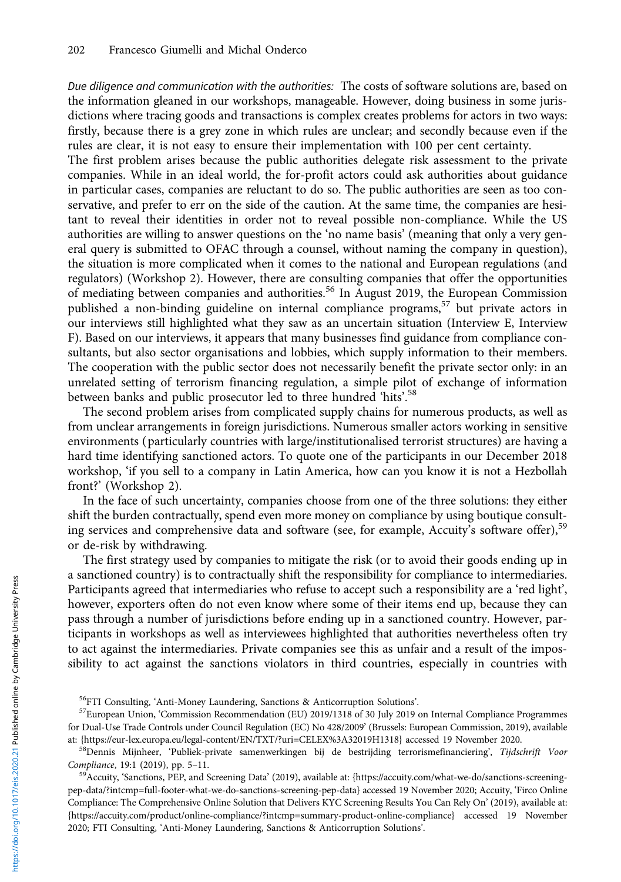*Due diligence and communication with the authorities:* The costs of software solutions are, based on the information gleaned in our workshops, manageable. However, doing business in some jurisdictions where tracing goods and transactions is complex creates problems for actors in two ways: firstly, because there is a grey zone in which rules are unclear; and secondly because even if the rules are clear, it is not easy to ensure their implementation with 100 per cent certainty.

The first problem arises because the public authorities delegate risk assessment to the private companies. While in an ideal world, the for-profit actors could ask authorities about guidance in particular cases, companies are reluctant to do so. The public authorities are seen as too conservative, and prefer to err on the side of the caution. At the same time, the companies are hesitant to reveal their identities in order not to reveal possible non-compliance. While the US authorities are willing to answer questions on the 'no name basis' (meaning that only a very general query is submitted to OFAC through a counsel, without naming the company in question), the situation is more complicated when it comes to the national and European regulations (and regulators) (Workshop 2). However, there are consulting companies that offer the opportunities of mediating between companies and authorities.[56] In August 2019, the European Commission published a non-binding guideline on internal compliance programs,[57] but private actors in our interviews still highlighted what they saw as an uncertain situation (Interview E, Interview F). Based on our interviews, it appears that many businesses find guidance from compliance consultants, but also sector organisations and lobbies, which supply information to their members. The cooperation with the public sector does not necessarily benefit the private sector only: in an unrelated setting of terrorism financing regulation, a simple pilot of exchange of information between banks and public prosecutor led to three hundred 'hits'.[58]

The second problem arises from complicated supply chains for numerous products, as well as from unclear arrangements in foreign jurisdictions. Numerous smaller actors working in sensitive environments (particularly countries with large/institutionalised terrorist structures) are having a hard time identifying sanctioned actors. To quote one of the participants in our December 2018 workshop, 'if you sell to a company in Latin America, how can you know it is not a Hezbollah front?' (Workshop 2).

In the face of such uncertainty, companies choose from one of the three solutions: they either shift the burden contractually, spend even more money on compliance by using boutique consulting services and comprehensive data and software (see, for example, Accuity's software offer),[59] or de-risk by withdrawing.

The first strategy used by companies to mitigate the risk (or to avoid their goods ending up in a sanctioned country) is to contractually shift the responsibility for compliance to intermediaries. Participants agreed that intermediaries who refuse to accept such a responsibility are a 'red light', however, exporters often do not even know where some of their items end up, because they can pass through a number of jurisdictions before ending up in a sanctioned country. However, participants in workshops as well as interviewees highlighted that authorities nevertheless often try to act against the intermediaries. Private companies see this as unfair and a result of the impossibility to act against the sanctions violators in third countries, especially in countries with

---

[56] FTI Consulting, 'Anti-Money Laundering, Sanctions & Anticorruption Solutions'.

[57] European Union, 'Commission Recommendation (EU) 2019/1318 of 30 July 2019 on Internal Compliance Programmes for Dual-Use Trade Controls under Council Regulation (EC) No 428/2009' (Brussels: European Commission, 2019), available at: {https://eur-lex.europa.eu/legal-content/EN/TXT/?uri=CELEX%3A32019H1318} accessed 19 November 2020.

[58] Dennis Mijnheer, 'Publiek-private samenwerkingen bij de bestrijding terrorismefinanciering', *Tijdschrift Voor Compliance*, 19:1 (2019), pp. 5–11.

[59] Accuity, 'Sanctions, PEP, and Screening Data' (2019), available at: {https://accuity.com/what-we-do/sanctions-screening-pep-data/?intcmp=full-footer-what-we-do-sanctions-screening-pep-data} accessed 19 November 2020; Accuity, 'Firco Online Compliance: The Comprehensive Online Solution that Delivers KYC Screening Results You Can Rely On' (2019), available at: {https://accuity.com/product/online-compliance/?intcmp=summary-product-online-compliance} accessed 19 November 2020; FTI Consulting, 'Anti-Money Laundering, Sanctions & Anticorruption Solutions'.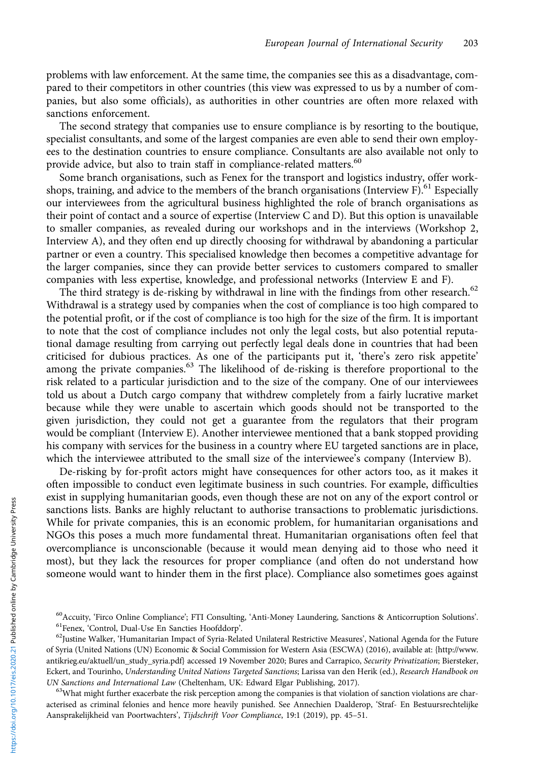problems with law enforcement. At the same time, the companies see this as a disadvantage, compared to their competitors in other countries (this view was expressed to us by a number of companies, but also some officials), as authorities in other countries are often more relaxed with sanctions enforcement.

The second strategy that companies use to ensure compliance is by resorting to the boutique, specialist consultants, and some of the largest companies are even able to send their own employees to the destination countries to ensure compliance. Consultants are also available not only to provide advice, but also to train staff in compliance-related matters.[60]

Some branch organisations, such as Fenex for the transport and logistics industry, offer workshops, training, and advice to the members of the branch organisations (Interview F).[61] Especially our interviewees from the agricultural business highlighted the role of branch organisations as their point of contact and a source of expertise (Interview C and D). But this option is unavailable to smaller companies, as revealed during our workshops and in the interviews (Workshop 2, Interview A), and they often end up directly choosing for withdrawal by abandoning a particular partner or even a country. This specialised knowledge then becomes a competitive advantage for the larger companies, since they can provide better services to customers compared to smaller companies with less expertise, knowledge, and professional networks (Interview E and F).

The third strategy is de-risking by withdrawal in line with the findings from other research.[62] Withdrawal is a strategy used by companies when the cost of compliance is too high compared to the potential profit, or if the cost of compliance is too high for the size of the firm. It is important to note that the cost of compliance includes not only the legal costs, but also potential reputational damage resulting from carrying out perfectly legal deals done in countries that had been criticised for dubious practices. As one of the participants put it, 'there's zero risk appetite' among the private companies.[63] The likelihood of de-risking is therefore proportional to the risk related to a particular jurisdiction and to the size of the company. One of our interviewees told us about a Dutch cargo company that withdrew completely from a fairly lucrative market because while they were unable to ascertain which goods should not be transported to the given jurisdiction, they could not get a guarantee from the regulators that their program would be compliant (Interview E). Another interviewee mentioned that a bank stopped providing his company with services for the business in a country where EU targeted sanctions are in place, which the interviewee attributed to the small size of the interviewee's company (Interview B).

De-risking by for-profit actors might have consequences for other actors too, as it makes it often impossible to conduct even legitimate business in such countries. For example, difficulties exist in supplying humanitarian goods, even though these are not on any of the export control or sanctions lists. Banks are highly reluctant to authorise transactions to problematic jurisdictions. While for private companies, this is an economic problem, for humanitarian organisations and NGOs this poses a much more fundamental threat. Humanitarian organisations often feel that overcompliance is unconscionable (because it would mean denying aid to those who need it most), but they lack the resources for proper compliance (and often do not understand how someone would want to hinder them in the first place). Compliance also sometimes goes against

[60] Accuity, 'Firco Online Compliance'; FTI Consulting, 'Anti-Money Laundering, Sanctions & Anticorruption Solutions'.

[61] Fenex, 'Control, Dual-Use En Sancties Hoofddorp'.

[62] Justine Walker, 'Humanitarian Impact of Syria-Related Unilateral Restrictive Measures', National Agenda for the Future of Syria (United Nations (UN) Economic & Social Commission for Western Asia (ESCWA) (2016), available at: {http://www.antikrieg.eu/aktuell/un_study_syria.pdf} accessed 19 November 2020; Bures and Carrapico, *Security Privatization*; Biersteker, Eckert, and Tourinho, *Understanding United Nations Targeted Sanctions*; Larissa van den Herik (ed.), *Research Handbook on UN Sanctions and International Law* (Cheltenham, UK: Edward Elgar Publishing, 2017).

[63] What might further exacerbate the risk perception among the companies is that violation of sanction violations are characterised as criminal felonies and hence more heavily punished. See Annechien Daalderop, 'Straf- En Bestuursrechtelijke Aansprakelijkheid van Poortwachters', *Tijdschrift Voor Compliance*, 19:1 (2019), pp. 45–51.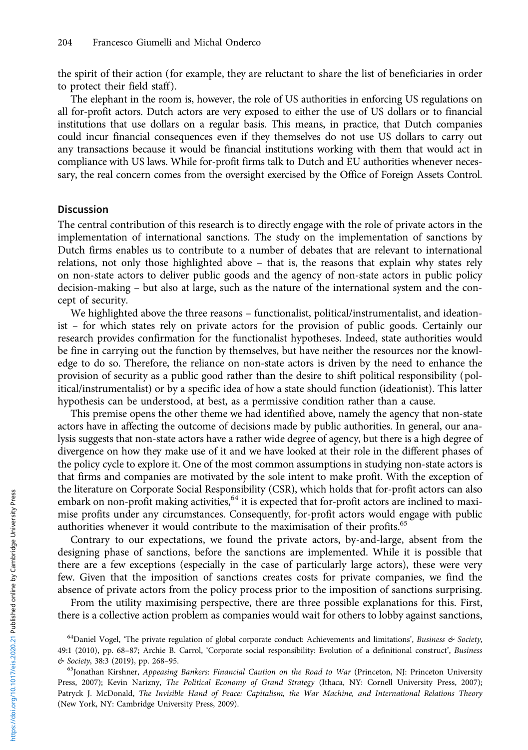the spirit of their action (for example, they are reluctant to share the list of beneficiaries in order to protect their field staff).

The elephant in the room is, however, the role of US authorities in enforcing US regulations on all for-profit actors. Dutch actors are very exposed to either the use of US dollars or to financial institutions that use dollars on a regular basis. This means, in practice, that Dutch companies could incur financial consequences even if they themselves do not use US dollars to carry out any transactions because it would be financial institutions working with them that would act in compliance with US laws. While for-profit firms talk to Dutch and EU authorities whenever necessary, the real concern comes from the oversight exercised by the Office of Foreign Assets Control.

## Discussion

The central contribution of this research is to directly engage with the role of private actors in the implementation of international sanctions. The study on the implementation of sanctions by Dutch firms enables us to contribute to a number of debates that are relevant to international relations, not only those highlighted above – that is, the reasons that explain why states rely on non-state actors to deliver public goods and the agency of non-state actors in public policy decision-making – but also at large, such as the nature of the international system and the concept of security.

We highlighted above the three reasons – functionalist, political/instrumentalist, and ideationist – for which states rely on private actors for the provision of public goods. Certainly our research provides confirmation for the functionalist hypotheses. Indeed, state authorities would be fine in carrying out the function by themselves, but have neither the resources nor the knowledge to do so. Therefore, the reliance on non-state actors is driven by the need to enhance the provision of security as a public good rather than the desire to shift political responsibility (political/instrumentalist) or by a specific idea of how a state should function (ideationist). This latter hypothesis can be understood, at best, as a permissive condition rather than a cause.

This premise opens the other theme we had identified above, namely the agency that non-state actors have in affecting the outcome of decisions made by public authorities. In general, our analysis suggests that non-state actors have a rather wide degree of agency, but there is a high degree of divergence on how they make use of it and we have looked at their role in the different phases of the policy cycle to explore it. One of the most common assumptions in studying non-state actors is that firms and companies are motivated by the sole intent to make profit. With the exception of the literature on Corporate Social Responsibility (CSR), which holds that for-profit actors can also embark on non-profit making activities,[64] it is expected that for-profit actors are inclined to maximise profits under any circumstances. Consequently, for-profit actors would engage with public authorities whenever it would contribute to the maximisation of their profits.[65]

Contrary to our expectations, we found the private actors, by-and-large, absent from the designing phase of sanctions, before the sanctions are implemented. While it is possible that there are a few exceptions (especially in the case of particularly large actors), these were very few. Given that the imposition of sanctions creates costs for private companies, we find the absence of private actors from the policy process prior to the imposition of sanctions surprising.

From the utility maximising perspective, there are three possible explanations for this. First, there is a collective action problem as companies would wait for others to lobby against sanctions,

[64] Daniel Vogel, 'The private regulation of global corporate conduct: Achievements and limitations', *Business & Society*, 49:1 (2010), pp. 68–87; Archie B. Carrol, 'Corporate social responsibility: Evolution of a definitional construct', *Business & Society*, 38:3 (2019), pp. 268–95.

[65] Jonathan Kirshner, *Appeasing Bankers: Financial Caution on the Road to War* (Princeton, NJ: Princeton University Press, 2007); Kevin Narizny, *The Political Economy of Grand Strategy* (Ithaca, NY: Cornell University Press, 2007); Patryck J. McDonald, *The Invisible Hand of Peace: Capitalism, the War Machine, and International Relations Theory* (New York, NY: Cambridge University Press, 2009).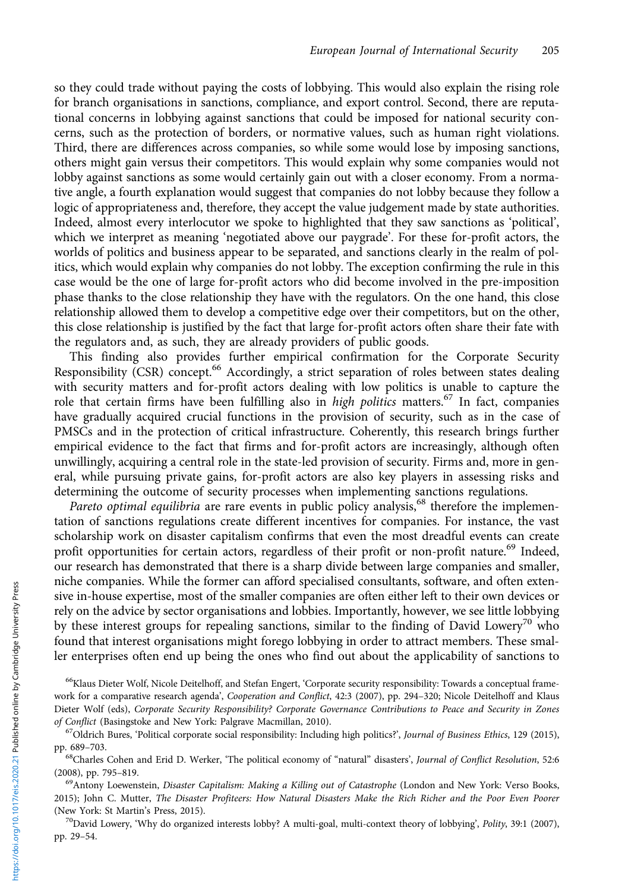so they could trade without paying the costs of lobbying. This would also explain the rising role for branch organisations in sanctions, compliance, and export control. Second, there are reputational concerns in lobbying against sanctions that could be imposed for national security concerns, such as the protection of borders, or normative values, such as human right violations. Third, there are differences across companies, so while some would lose by imposing sanctions, others might gain versus their competitors. This would explain why some companies would not lobby against sanctions as some would certainly gain out with a closer economy. From a normative angle, a fourth explanation would suggest that companies do not lobby because they follow a logic of appropriateness and, therefore, they accept the value judgement made by state authorities. Indeed, almost every interlocutor we spoke to highlighted that they saw sanctions as 'political', which we interpret as meaning 'negotiated above our paygrade'. For these for-profit actors, the worlds of politics and business appear to be separated, and sanctions clearly in the realm of politics, which would explain why companies do not lobby. The exception confirming the rule in this case would be the one of large for-profit actors who did become involved in the pre-imposition phase thanks to the close relationship they have with the regulators. On the one hand, this close relationship allowed them to develop a competitive edge over their competitors, but on the other, this close relationship is justified by the fact that large for-profit actors often share their fate with the regulators and, as such, they are already providers of public goods.

This finding also provides further empirical confirmation for the Corporate Security Responsibility (CSR) concept.[66] Accordingly, a strict separation of roles between states dealing with security matters and for-profit actors dealing with low politics is unable to capture the role that certain firms have been fulfilling also in *high politics* matters.[67] In fact, companies have gradually acquired crucial functions in the provision of security, such as in the case of PMSCs and in the protection of critical infrastructure. Coherently, this research brings further empirical evidence to the fact that firms and for-profit actors are increasingly, although often unwillingly, acquiring a central role in the state-led provision of security. Firms and, more in general, while pursuing private gains, for-profit actors are also key players in assessing risks and determining the outcome of security processes when implementing sanctions regulations.

*Pareto optimal equilibria* are rare events in public policy analysis,[68] therefore the implementation of sanctions regulations create different incentives for companies. For instance, the vast scholarship work on disaster capitalism confirms that even the most dreadful events can create profit opportunities for certain actors, regardless of their profit or non-profit nature.[69] Indeed, our research has demonstrated that there is a sharp divide between large companies and smaller, niche companies. While the former can afford specialised consultants, software, and often extensive in-house expertise, most of the smaller companies are often either left to their own devices or rely on the advice by sector organisations and lobbies. Importantly, however, we see little lobbying by these interest groups for repealing sanctions, similar to the finding of David Lowery[70] who found that interest organisations might forego lobbying in order to attract members. These smaller enterprises often end up being the ones who find out about the applicability of sanctions to

[66]Klaus Dieter Wolf, Nicole Deitelhoff, and Stefan Engert, 'Corporate security responsibility: Towards a conceptual framework for a comparative research agenda', *Cooperation and Conflict*, 42:3 (2007), pp. 294–320; Nicole Deitelhoff and Klaus Dieter Wolf (eds), *Corporate Security Responsibility? Corporate Governance Contributions to Peace and Security in Zones of Conflict* (Basingstoke and New York: Palgrave Macmillan, 2010).

[67]Oldrich Bures, 'Political corporate social responsibility: Including high politics?', *Journal of Business Ethics*, 129 (2015), pp. 689–703.

[68]Charles Cohen and Erid D. Werker, 'The political economy of "natural" disasters', *Journal of Conflict Resolution*, 52:6 (2008), pp. 795–819.

[69]Antony Loewenstein, *Disaster Capitalism: Making a Killing out of Catastrophe* (London and New York: Verso Books, 2015); John C. Mutter, *The Disaster Profiteers: How Natural Disasters Make the Rich Richer and the Poor Even Poorer* (New York: St Martin's Press, 2015).

[70]David Lowery, 'Why do organized interests lobby? A multi-goal, multi-context theory of lobbying', *Polity*, 39:1 (2007), pp. 29–54.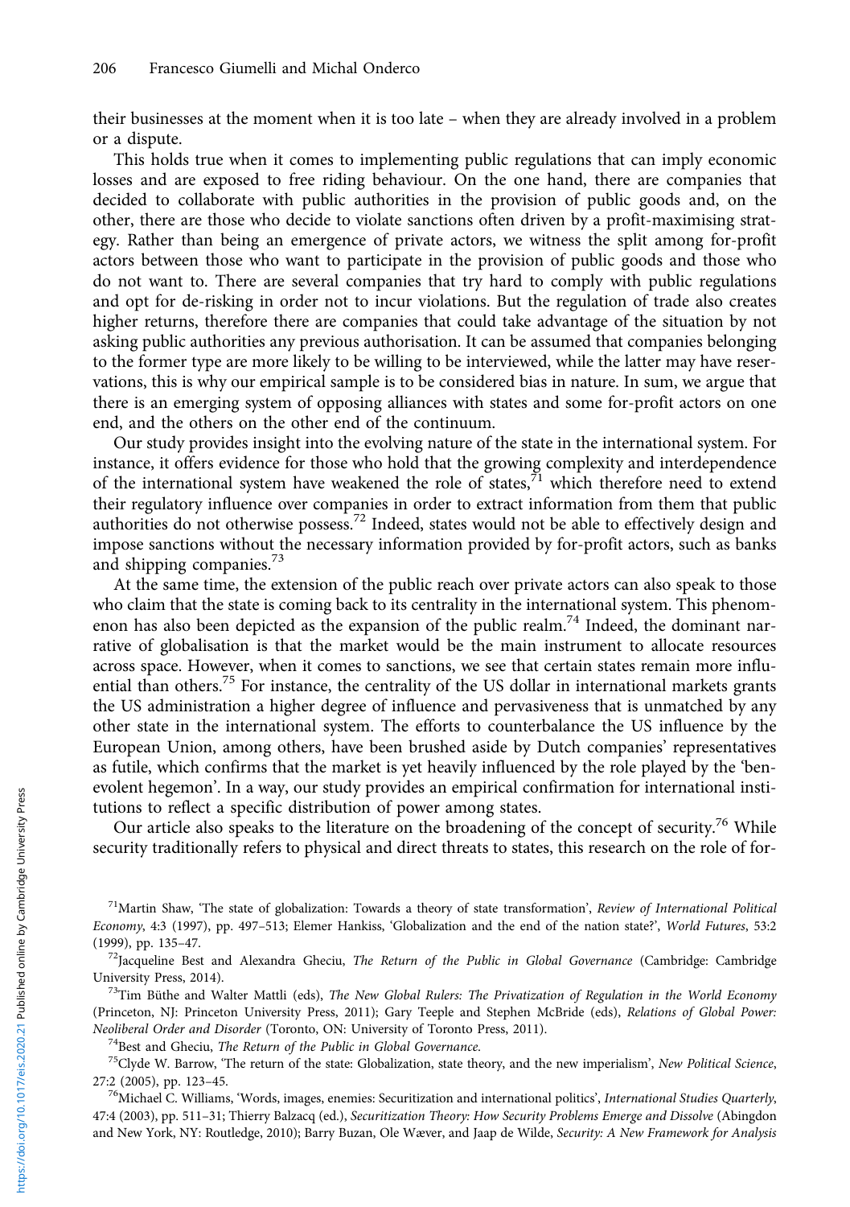their businesses at the moment when it is too late – when they are already involved in a problem or a dispute.

This holds true when it comes to implementing public regulations that can imply economic losses and are exposed to free riding behaviour. On the one hand, there are companies that decided to collaborate with public authorities in the provision of public goods and, on the other, there are those who decide to violate sanctions often driven by a profit-maximising strategy. Rather than being an emergence of private actors, we witness the split among for-profit actors between those who want to participate in the provision of public goods and those who do not want to. There are several companies that try hard to comply with public regulations and opt for de-risking in order not to incur violations. But the regulation of trade also creates higher returns, therefore there are companies that could take advantage of the situation by not asking public authorities any previous authorisation. It can be assumed that companies belonging to the former type are more likely to be willing to be interviewed, while the latter may have reservations, this is why our empirical sample is to be considered bias in nature. In sum, we argue that there is an emerging system of opposing alliances with states and some for-profit actors on one end, and the others on the other end of the continuum.

Our study provides insight into the evolving nature of the state in the international system. For instance, it offers evidence for those who hold that the growing complexity and interdependence of the international system have weakened the role of states,[71] which therefore need to extend their regulatory influence over companies in order to extract information from them that public authorities do not otherwise possess.[72] Indeed, states would not be able to effectively design and impose sanctions without the necessary information provided by for-profit actors, such as banks and shipping companies.[73]

At the same time, the extension of the public reach over private actors can also speak to those who claim that the state is coming back to its centrality in the international system. This phenomenon has also been depicted as the expansion of the public realm.[74] Indeed, the dominant narrative of globalisation is that the market would be the main instrument to allocate resources across space. However, when it comes to sanctions, we see that certain states remain more influential than others.[75] For instance, the centrality of the US dollar in international markets grants the US administration a higher degree of influence and pervasiveness that is unmatched by any other state in the international system. The efforts to counterbalance the US influence by the European Union, among others, have been brushed aside by Dutch companies' representatives as futile, which confirms that the market is yet heavily influenced by the role played by the 'benevolent hegemon'. In a way, our study provides an empirical confirmation for international institutions to reflect a specific distribution of power among states.

Our article also speaks to the literature on the broadening of the concept of security.[76] While security traditionally refers to physical and direct threats to states, this research on the role of for-

[71] Martin Shaw, 'The state of globalization: Towards a theory of state transformation', *Review of International Political Economy*, 4:3 (1997), pp. 497–513; Elemer Hankiss, 'Globalization and the end of the nation state?', *World Futures*, 53:2 (1999), pp. 135–47.

[72] Jacqueline Best and Alexandra Gheciu, *The Return of the Public in Global Governance* (Cambridge: Cambridge University Press, 2014).

[73] Tim Büthe and Walter Mattli (eds), *The New Global Rulers: The Privatization of Regulation in the World Economy* (Princeton, NJ: Princeton University Press, 2011); Gary Teeple and Stephen McBride (eds), *Relations of Global Power: Neoliberal Order and Disorder* (Toronto, ON: University of Toronto Press, 2011).

[74] Best and Gheciu, *The Return of the Public in Global Governance*.

[75] Clyde W. Barrow, 'The return of the state: Globalization, state theory, and the new imperialism', *New Political Science*, 27:2 (2005), pp. 123–45.

[76] Michael C. Williams, 'Words, images, enemies: Securitization and international politics', *International Studies Quarterly*, 47:4 (2003), pp. 511–31; Thierry Balzacq (ed.), *Securitization Theory: How Security Problems Emerge and Dissolve* (Abingdon and New York, NY: Routledge, 2010); Barry Buzan, Ole Wæver, and Jaap de Wilde, *Security: A New Framework for Analysis*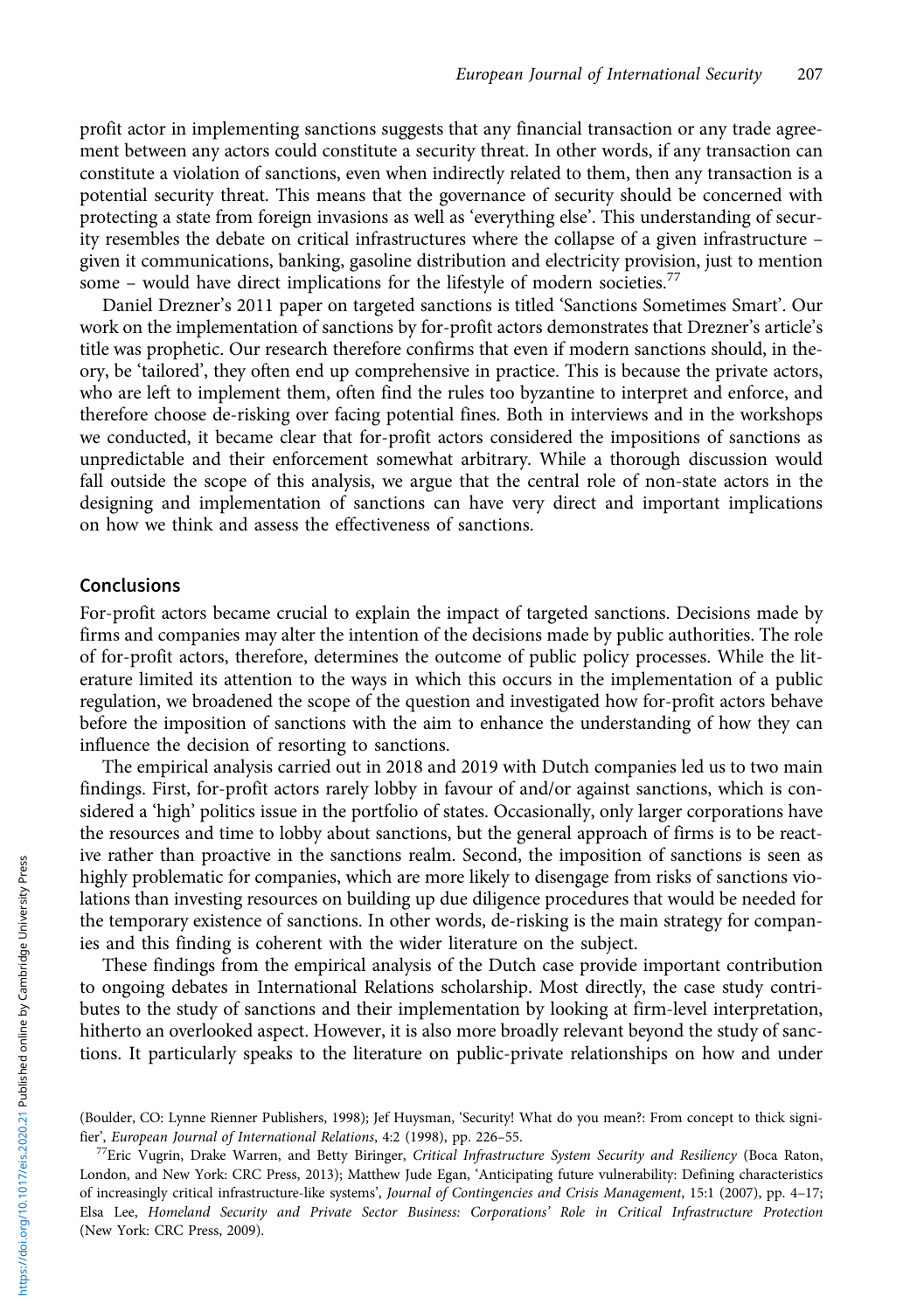profit actor in implementing sanctions suggests that any financial transaction or any trade agreement between any actors could constitute a security threat. In other words, if any transaction can constitute a violation of sanctions, even when indirectly related to them, then any transaction is a potential security threat. This means that the governance of security should be concerned with protecting a state from foreign invasions as well as 'everything else'. This understanding of security resembles the debate on critical infrastructures where the collapse of a given infrastructure – given it communications, banking, gasoline distribution and electricity provision, just to mention some – would have direct implications for the lifestyle of modern societies.[77]

Daniel Drezner's 2011 paper on targeted sanctions is titled 'Sanctions Sometimes Smart'. Our work on the implementation of sanctions by for-profit actors demonstrates that Drezner's article's title was prophetic. Our research therefore confirms that even if modern sanctions should, in theory, be 'tailored', they often end up comprehensive in practice. This is because the private actors, who are left to implement them, often find the rules too byzantine to interpret and enforce, and therefore choose de-risking over facing potential fines. Both in interviews and in the workshops we conducted, it became clear that for-profit actors considered the impositions of sanctions as unpredictable and their enforcement somewhat arbitrary. While a thorough discussion would fall outside the scope of this analysis, we argue that the central role of non-state actors in the designing and implementation of sanctions can have very direct and important implications on how we think and assess the effectiveness of sanctions.

## Conclusions

For-profit actors became crucial to explain the impact of targeted sanctions. Decisions made by firms and companies may alter the intention of the decisions made by public authorities. The role of for-profit actors, therefore, determines the outcome of public policy processes. While the literature limited its attention to the ways in which this occurs in the implementation of a public regulation, we broadened the scope of the question and investigated how for-profit actors behave before the imposition of sanctions with the aim to enhance the understanding of how they can influence the decision of resorting to sanctions.

The empirical analysis carried out in 2018 and 2019 with Dutch companies led us to two main findings. First, for-profit actors rarely lobby in favour of and/or against sanctions, which is considered a 'high' politics issue in the portfolio of states. Occasionally, only larger corporations have the resources and time to lobby about sanctions, but the general approach of firms is to be reactive rather than proactive in the sanctions realm. Second, the imposition of sanctions is seen as highly problematic for companies, which are more likely to disengage from risks of sanctions violations than investing resources on building up due diligence procedures that would be needed for the temporary existence of sanctions. In other words, de-risking is the main strategy for companies and this finding is coherent with the wider literature on the subject.

These findings from the empirical analysis of the Dutch case provide important contribution to ongoing debates in International Relations scholarship. Most directly, the case study contributes to the study of sanctions and their implementation by looking at firm-level interpretation, hitherto an overlooked aspect. However, it is also more broadly relevant beyond the study of sanctions. It particularly speaks to the literature on public-private relationships on how and under

(Boulder, CO: Lynne Rienner Publishers, 1998); Jef Huysman, 'Security! What do you mean?: From concept to thick signifier', *European Journal of International Relations*, 4:2 (1998), pp. 226–55.

[77]Eric Vugrin, Drake Warren, and Betty Biringer, *Critical Infrastructure System Security and Resiliency* (Boca Raton, London, and New York: CRC Press, 2013); Matthew Jude Egan, 'Anticipating future vulnerability: Defining characteristics of increasingly critical infrastructure-like systems', *Journal of Contingencies and Crisis Management*, 15:1 (2007), pp. 4–17; Elsa Lee, *Homeland Security and Private Sector Business: Corporations' Role in Critical Infrastructure Protection* (New York: CRC Press, 2009).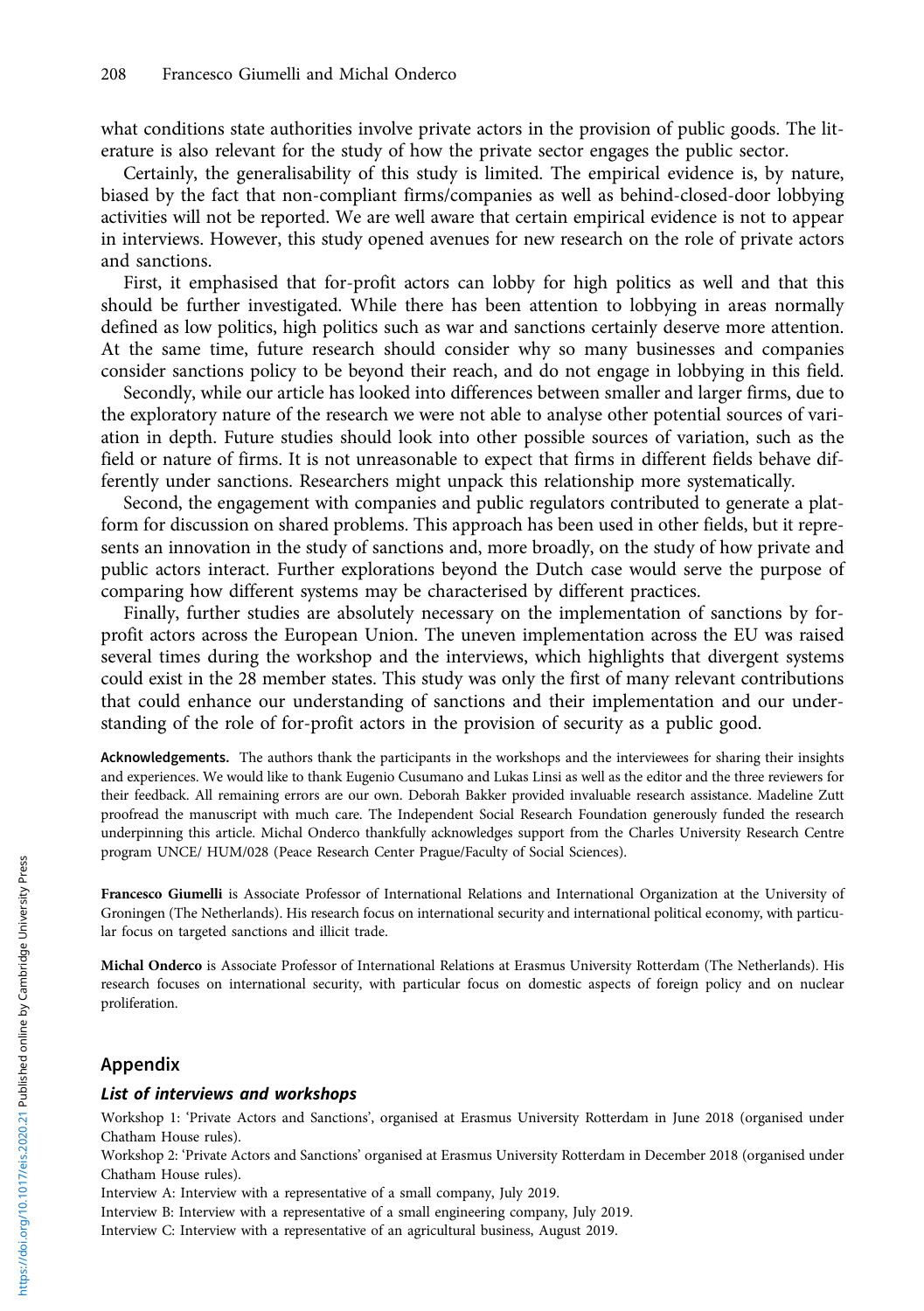what conditions state authorities involve private actors in the provision of public goods. The literature is also relevant for the study of how the private sector engages the public sector.

Certainly, the generalisability of this study is limited. The empirical evidence is, by nature, biased by the fact that non-compliant firms/companies as well as behind-closed-door lobbying activities will not be reported. We are well aware that certain empirical evidence is not to appear in interviews. However, this study opened avenues for new research on the role of private actors and sanctions.

First, it emphasised that for-profit actors can lobby for high politics as well and that this should be further investigated. While there has been attention to lobbying in areas normally defined as low politics, high politics such as war and sanctions certainly deserve more attention. At the same time, future research should consider why so many businesses and companies consider sanctions policy to be beyond their reach, and do not engage in lobbying in this field.

Secondly, while our article has looked into differences between smaller and larger firms, due to the exploratory nature of the research we were not able to analyse other potential sources of variation in depth. Future studies should look into other possible sources of variation, such as the field or nature of firms. It is not unreasonable to expect that firms in different fields behave differently under sanctions. Researchers might unpack this relationship more systematically.

Second, the engagement with companies and public regulators contributed to generate a platform for discussion on shared problems. This approach has been used in other fields, but it represents an innovation in the study of sanctions and, more broadly, on the study of how private and public actors interact. Further explorations beyond the Dutch case would serve the purpose of comparing how different systems may be characterised by different practices.

Finally, further studies are absolutely necessary on the implementation of sanctions by for-profit actors across the European Union. The uneven implementation across the EU was raised several times during the workshop and the interviews, which highlights that divergent systems could exist in the 28 member states. This study was only the first of many relevant contributions that could enhance our understanding of sanctions and their implementation and our understanding of the role of for-profit actors in the provision of security as a public good.

**Acknowledgements.** The authors thank the participants in the workshops and the interviewees for sharing their insights and experiences. We would like to thank Eugenio Cusumano and Lukas Linsi as well as the editor and the three reviewers for their feedback. All remaining errors are our own. Deborah Bakker provided invaluable research assistance. Madeline Zutt proofread the manuscript with much care. The Independent Social Research Foundation generously funded the research underpinning this article. Michal Onderco thankfully acknowledges support from the Charles University Research Centre program UNCE/ HUM/028 (Peace Research Center Prague/Faculty of Social Sciences).

**Francesco Giumelli** is Associate Professor of International Relations and International Organization at the University of Groningen (The Netherlands). His research focus on international security and international political economy, with particular focus on targeted sanctions and illicit trade.

**Michal Onderco** is Associate Professor of International Relations at Erasmus University Rotterdam (The Netherlands). His research focuses on international security, with particular focus on domestic aspects of foreign policy and on nuclear proliferation.

## Appendix

### *List of interviews and workshops*

Workshop 1: 'Private Actors and Sanctions', organised at Erasmus University Rotterdam in June 2018 (organised under Chatham House rules).

Workshop 2: 'Private Actors and Sanctions' organised at Erasmus University Rotterdam in December 2018 (organised under Chatham House rules).

Interview A: Interview with a representative of a small company, July 2019.

Interview B: Interview with a representative of a small engineering company, July 2019.

Interview C: Interview with a representative of an agricultural business, August 2019.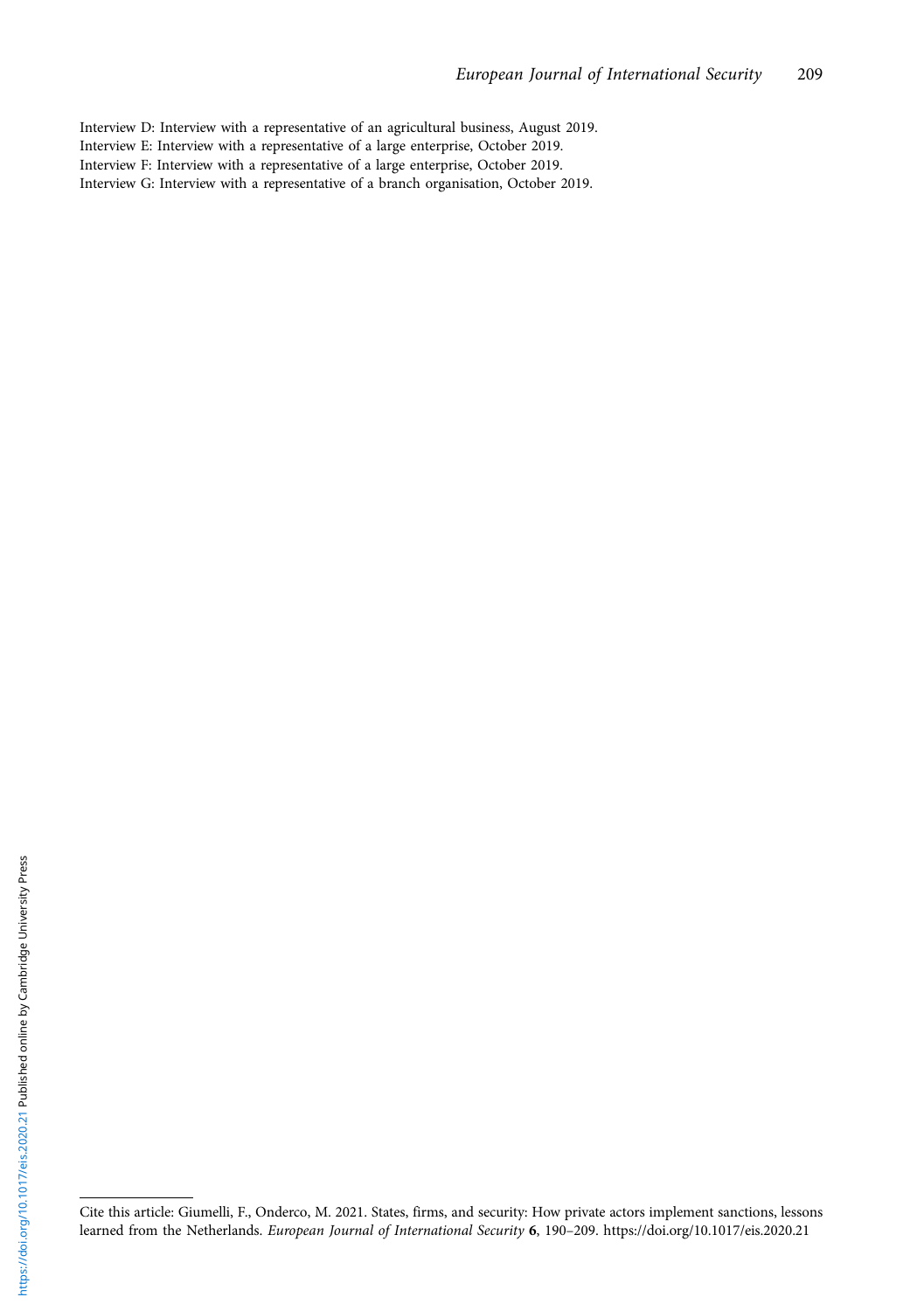Interview D: Interview with a representative of an agricultural business, August 2019.
Interview E: Interview with a representative of a large enterprise, October 2019.
Interview F: Interview with a representative of a large enterprise, October 2019.
Interview G: Interview with a representative of a branch organisation, October 2019.

Cite this article: Giumelli, F., Onderco, M. 2021. States, firms, and security: How private actors implement sanctions, lessons learned from the Netherlands. *European Journal of International Security* **6**, 190–209. https://doi.org/10.1017/eis.2020.21